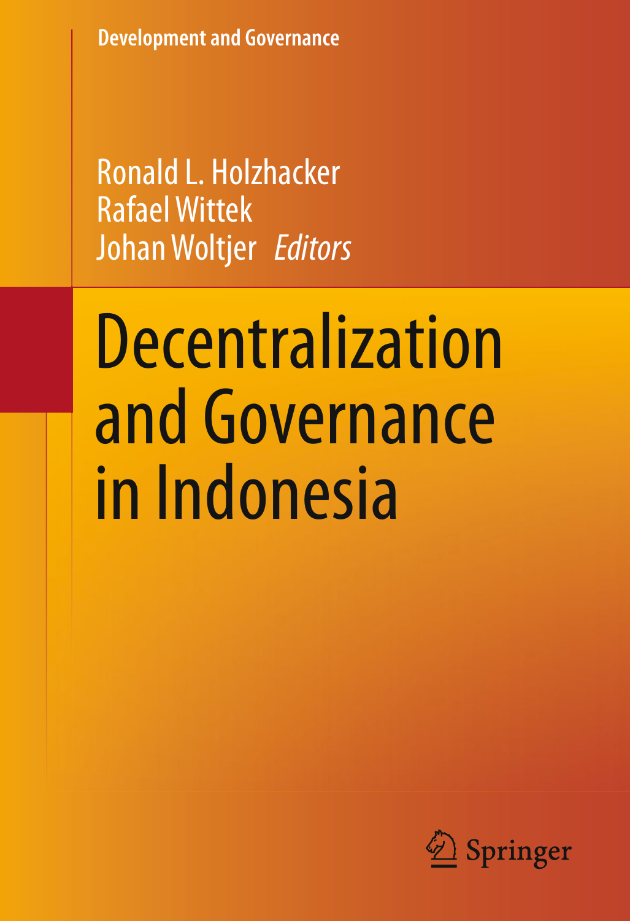Development and Governance

Ronald L. Holzhacker
Rafael Wittek
Johan Woltjer *Editors*

# Decentralization and Governance in Indonesia

Springer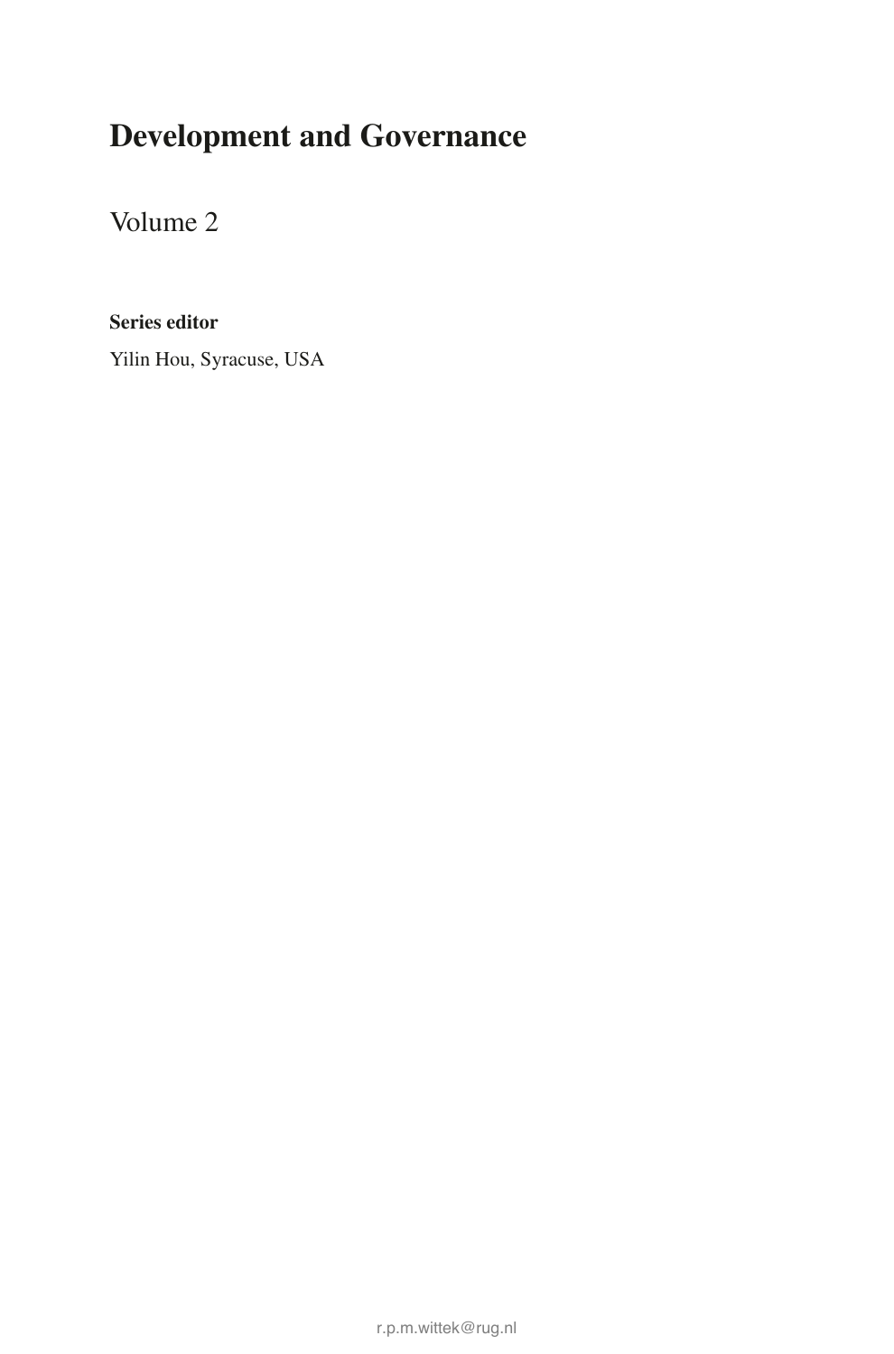# Development and Governance

Volume 2

**Series editor**

Yilin Hou, Syracuse, USA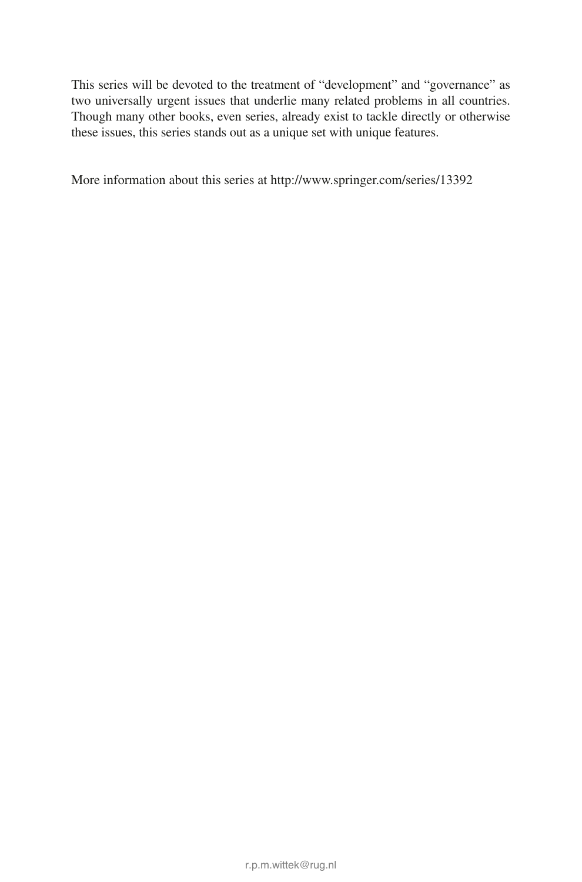This series will be devoted to the treatment of “development” and “governance” as two universally urgent issues that underlie many related problems in all countries. Though many other books, even series, already exist to tackle directly or otherwise these issues, this series stands out as a unique set with unique features.

More information about this series at http://www.springer.com/series/13392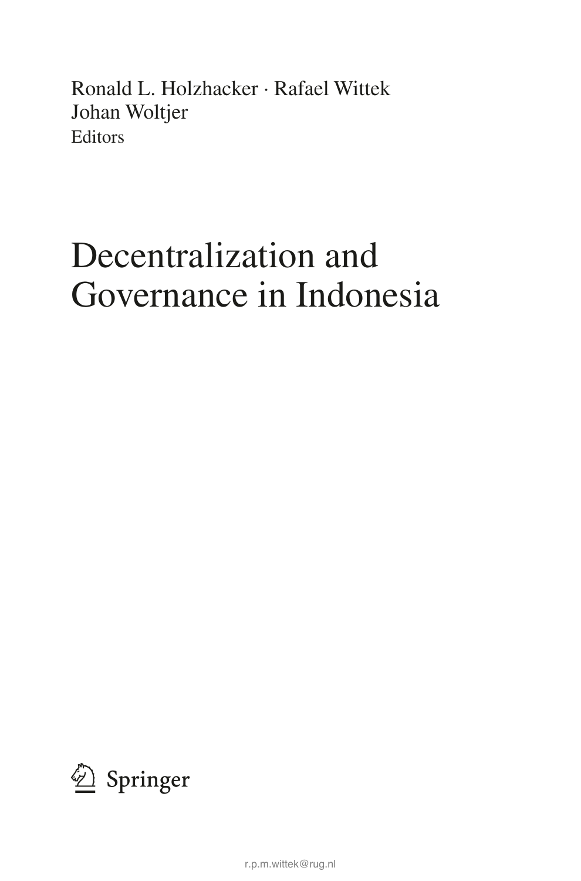Ronald L. Holzhacker · Rafael Wittek
Johan Woltjer
Editors

# Decentralization and Governance in Indonesia

Springer

r.p.m.wittek@rug.nl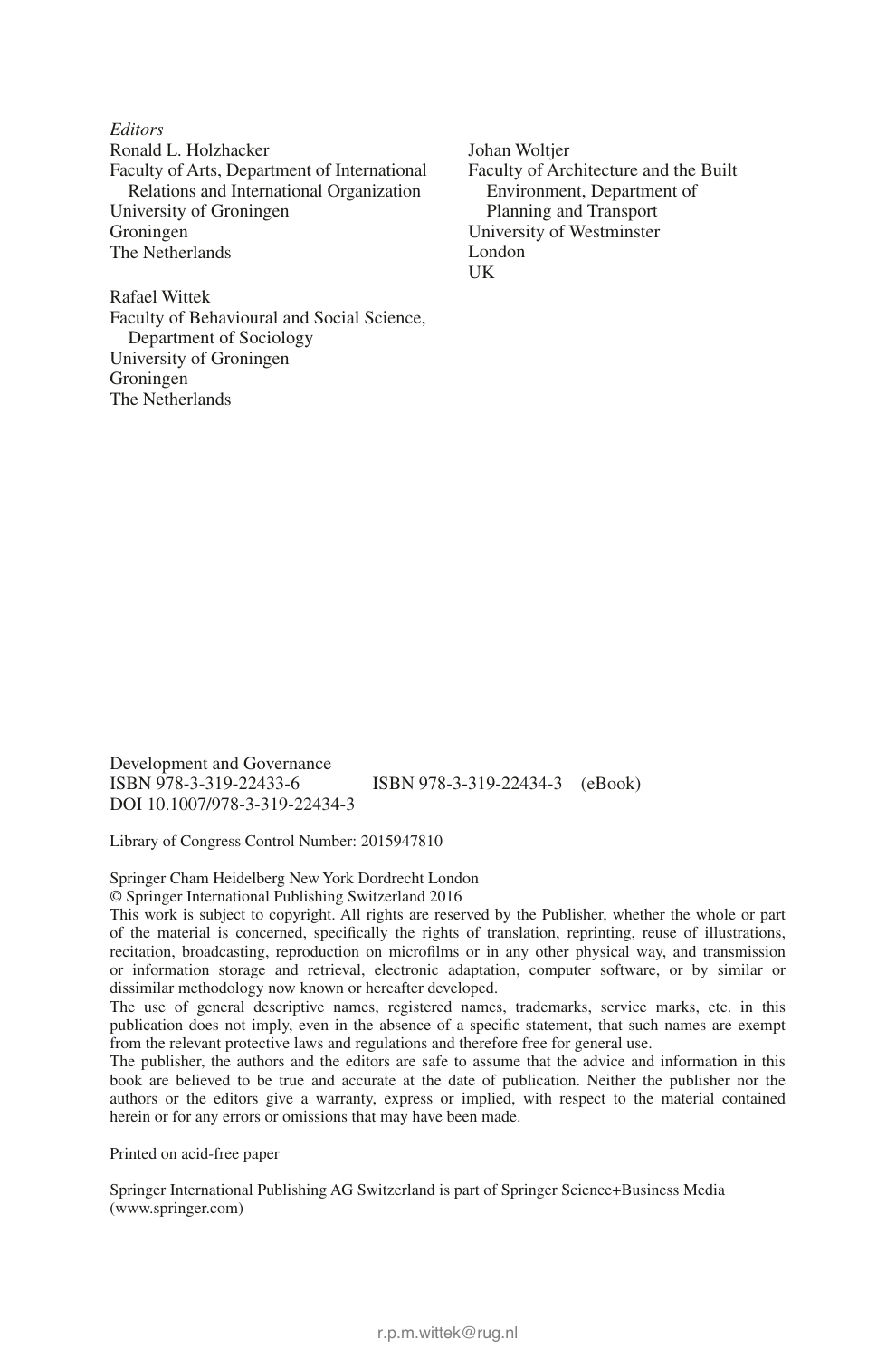*Editors*

Ronald L. Holzhacker
Faculty of Arts, Department of International Relations and International Organization
University of Groningen
Groningen
The Netherlands

Rafael Wittek
Faculty of Behavioural and Social Science, Department of Sociology
University of Groningen
Groningen
The Netherlands

Johan Woltjer
Faculty of Architecture and the Built Environment, Department of Planning and Transport
University of Westminster
London
UK

Development and Governance
ISBN 978-3-319-22433-6 ISBN 978-3-319-22434-3 (eBook)
DOI 10.1007/978-3-319-22434-3

Library of Congress Control Number: 2015947810

Springer Cham Heidelberg New York Dordrecht London
© Springer International Publishing Switzerland 2016
This work is subject to copyright. All rights are reserved by the Publisher, whether the whole or part of the material is concerned, specifically the rights of translation, reprinting, reuse of illustrations, recitation, broadcasting, reproduction on microfilms or in any other physical way, and transmission or information storage and retrieval, electronic adaptation, computer software, or by similar or dissimilar methodology now known or hereafter developed.
The use of general descriptive names, registered names, trademarks, service marks, etc. in this publication does not imply, even in the absence of a specific statement, that such names are exempt from the relevant protective laws and regulations and therefore free for general use.
The publisher, the authors and the editors are safe to assume that the advice and information in this book are believed to be true and accurate at the date of publication. Neither the publisher nor the authors or the editors give a warranty, express or implied, with respect to the material contained herein or for any errors or omissions that may have been made.

Printed on acid-free paper

Springer International Publishing AG Switzerland is part of Springer Science+Business Media (www.springer.com)

r.p.m.wittek@rug.nl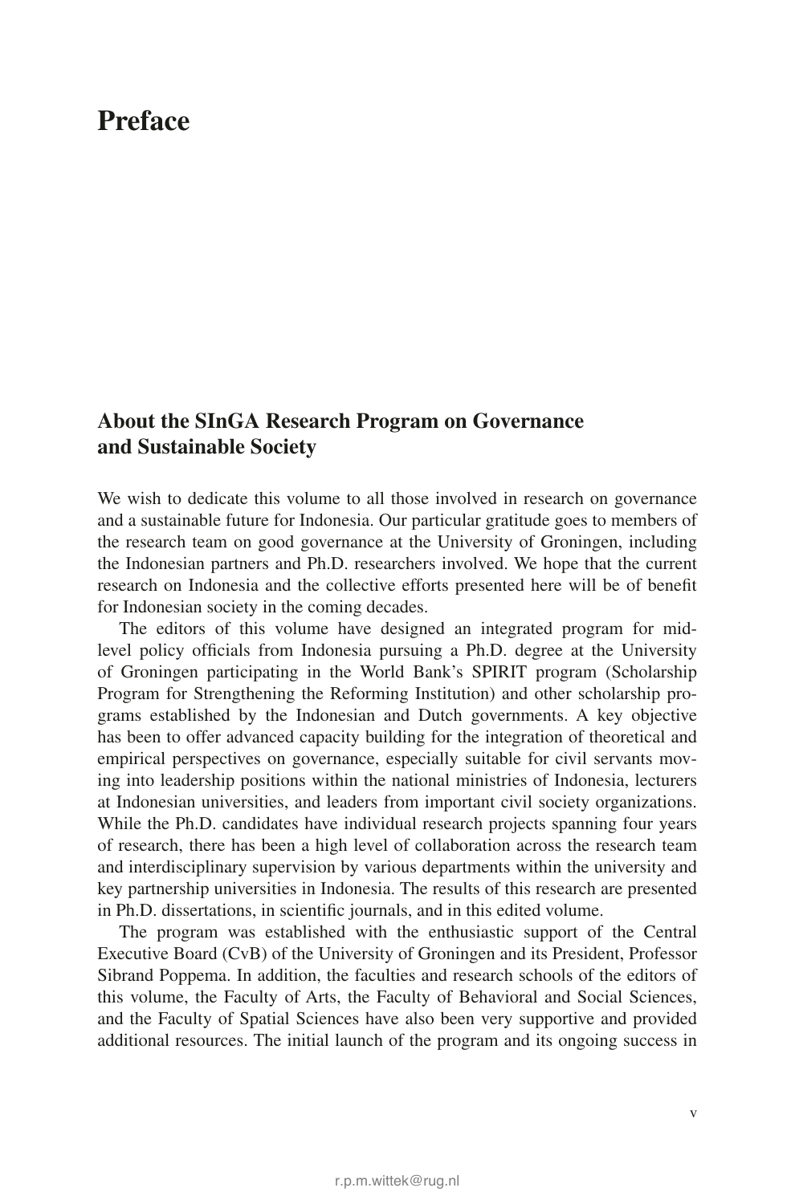# Preface

## About the SInGA Research Program on Governance and Sustainable Society

We wish to dedicate this volume to all those involved in research on governance and a sustainable future for Indonesia. Our particular gratitude goes to members of the research team on good governance at the University of Groningen, including the Indonesian partners and Ph.D. researchers involved. We hope that the current research on Indonesia and the collective efforts presented here will be of benefit for Indonesian society in the coming decades.

The editors of this volume have designed an integrated program for mid-level policy officials from Indonesia pursuing a Ph.D. degree at the University of Groningen participating in the World Bank's SPIRIT program (Scholarship Program for Strengthening the Reforming Institution) and other scholarship programs established by the Indonesian and Dutch governments. A key objective has been to offer advanced capacity building for the integration of theoretical and empirical perspectives on governance, especially suitable for civil servants moving into leadership positions within the national ministries of Indonesia, lecturers at Indonesian universities, and leaders from important civil society organizations. While the Ph.D. candidates have individual research projects spanning four years of research, there has been a high level of collaboration across the research team and interdisciplinary supervision by various departments within the university and key partnership universities in Indonesia. The results of this research are presented in Ph.D. dissertations, in scientific journals, and in this edited volume.

The program was established with the enthusiastic support of the Central Executive Board (CvB) of the University of Groningen and its President, Professor Sibrand Poppema. In addition, the faculties and research schools of the editors of this volume, the Faculty of Arts, the Faculty of Behavioral and Social Sciences, and the Faculty of Spatial Sciences have also been very supportive and provided additional resources. The initial launch of the program and its ongoing success in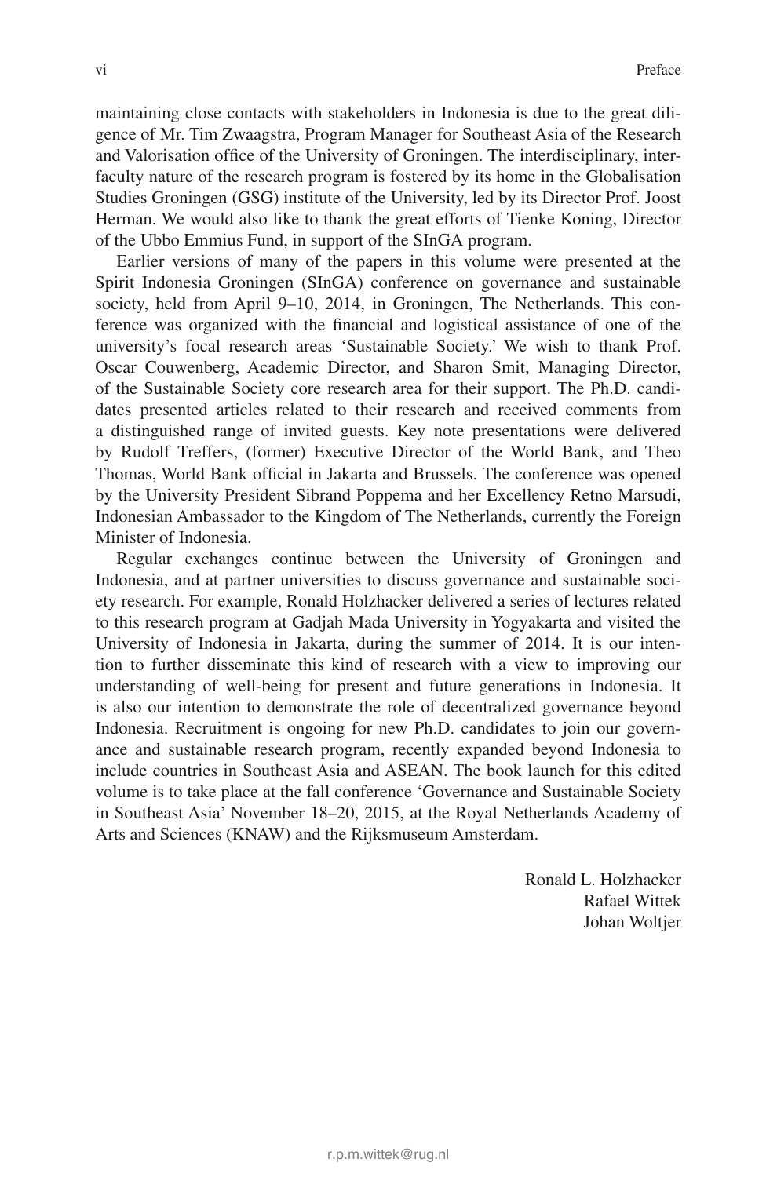maintaining close contacts with stakeholders in Indonesia is due to the great diligence of Mr. Tim Zwaagstra, Program Manager for Southeast Asia of the Research and Valorisation office of the University of Groningen. The interdisciplinary, interfaculty nature of the research program is fostered by its home in the Globalisation Studies Groningen (GSG) institute of the University, led by its Director Prof. Joost Herman. We would also like to thank the great efforts of Tienke Koning, Director of the Ubbo Emmius Fund, in support of the SInGA program.

Earlier versions of many of the papers in this volume were presented at the Spirit Indonesia Groningen (SInGA) conference on governance and sustainable society, held from April 9–10, 2014, in Groningen, The Netherlands. This conference was organized with the financial and logistical assistance of one of the university's focal research areas 'Sustainable Society.' We wish to thank Prof. Oscar Couwenberg, Academic Director, and Sharon Smit, Managing Director, of the Sustainable Society core research area for their support. The Ph.D. candidates presented articles related to their research and received comments from a distinguished range of invited guests. Key note presentations were delivered by Rudolf Treffers, (former) Executive Director of the World Bank, and Theo Thomas, World Bank official in Jakarta and Brussels. The conference was opened by the University President Sibrand Poppema and her Excellency Retno Marsudi, Indonesian Ambassador to the Kingdom of The Netherlands, currently the Foreign Minister of Indonesia.

Regular exchanges continue between the University of Groningen and Indonesia, and at partner universities to discuss governance and sustainable society research. For example, Ronald Holzhacker delivered a series of lectures related to this research program at Gadjah Mada University in Yogyakarta and visited the University of Indonesia in Jakarta, during the summer of 2014. It is our intention to further disseminate this kind of research with a view to improving our understanding of well-being for present and future generations in Indonesia. It is also our intention to demonstrate the role of decentralized governance beyond Indonesia. Recruitment is ongoing for new Ph.D. candidates to join our governance and sustainable research program, recently expanded beyond Indonesia to include countries in Southeast Asia and ASEAN. The book launch for this edited volume is to take place at the fall conference 'Governance and Sustainable Society in Southeast Asia' November 18–20, 2015, at the Royal Netherlands Academy of Arts and Sciences (KNAW) and the Rijksmuseum Amsterdam.

Ronald L. Holzhacker
Rafael Wittek
Johan Woltjer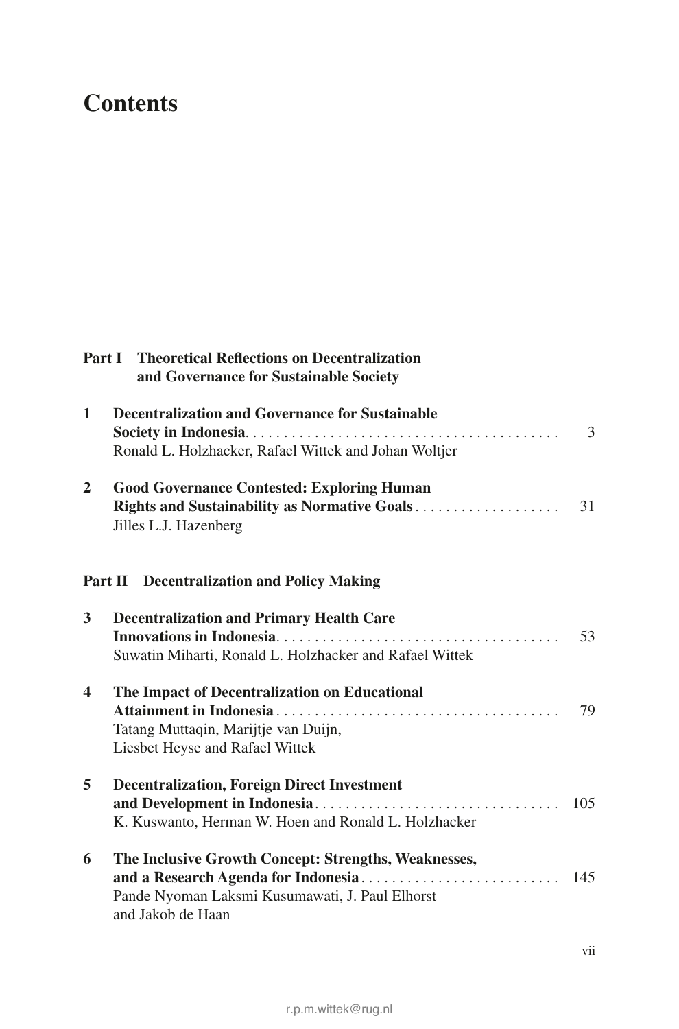# Contents

**Part I Theoretical Reflections on Decentralization and Governance for Sustainable Society**

**1 Decentralization and Governance for Sustainable Society in Indonesia** . . . . . 3
Ronald L. Holzhacker, Rafael Wittek and Johan Woltjer

**2 Good Governance Contested: Exploring Human Rights and Sustainability as Normative Goals** . . . . . 31
Jilles L.J. Hazenberg

**Part II Decentralization and Policy Making**

**3 Decentralization and Primary Health Care Innovations in Indonesia** . . . . . 53
Suwatin Miharti, Ronald L. Holzhacker and Rafael Wittek

**4 The Impact of Decentralization on Educational Attainment in Indonesia** . . . . . 79
Tatang Muttaqin, Marijtje van Duijn, Liesbet Heyse and Rafael Wittek

**5 Decentralization, Foreign Direct Investment and Development in Indonesia** . . . . . 105
K. Kuswanto, Herman W. Hoen and Ronald L. Holzhacker

**6 The Inclusive Growth Concept: Strengths, Weaknesses, and a Research Agenda for Indonesia** . . . . . 145
Pande Nyoman Laksmi Kusumawati, J. Paul Elhorst and Jakob de Haan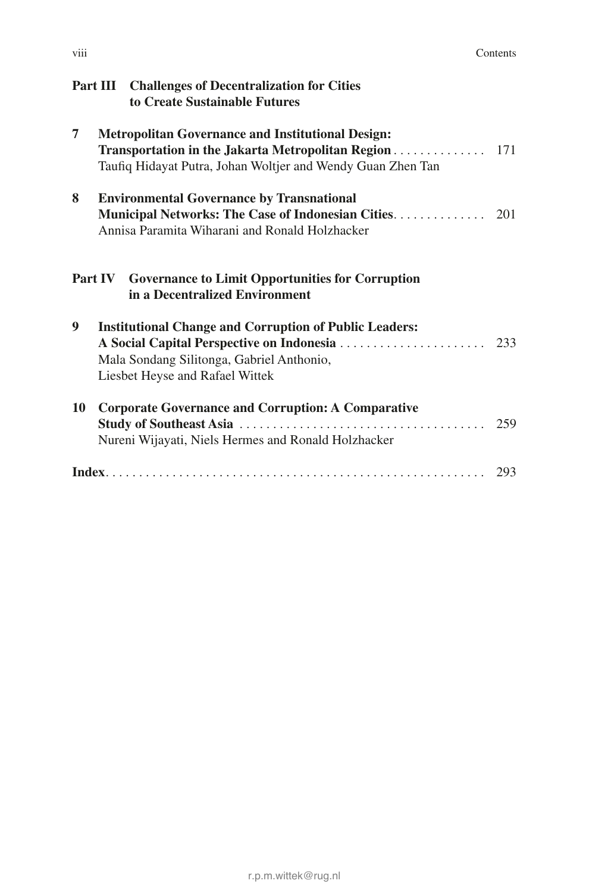**Part III Challenges of Decentralization for Cities to Create Sustainable Futures**

**7 Metropolitan Governance and Institutional Design: Transportation in the Jakarta Metropolitan Region** . . . . . . . . . . . . . . 171
Taufiq Hidayat Putra, Johan Woltjer and Wendy Guan Zhen Tan

**8 Environmental Governance by Transnational Municipal Networks: The Case of Indonesian Cities**. . . . . . . . . . . . . 201
Annisa Paramita Wiharani and Ronald Holzhacker

**Part IV Governance to Limit Opportunities for Corruption in a Decentralized Environment**

**9 Institutional Change and Corruption of Public Leaders: A Social Capital Perspective on Indonesia** . . . . . . . . . . . . . . . . . . . . . . 233
Mala Sondang Silitonga, Gabriel Anthonio, Liesbet Heyse and Rafael Wittek

**10 Corporate Governance and Corruption: A Comparative Study of Southeast Asia** . . . . . . . . . . . . . . . . . . . . . . . . . . . . . . . . . . . . . 259
Nureni Wijayati, Niels Hermes and Ronald Holzhacker

**Index**. . . . . . . . . . . . . . . . . . . . . . . . . . . . . . . . . . . . . . . . . . . . . . . . . . . . . . 293

r.p.m.wittek@rug.nl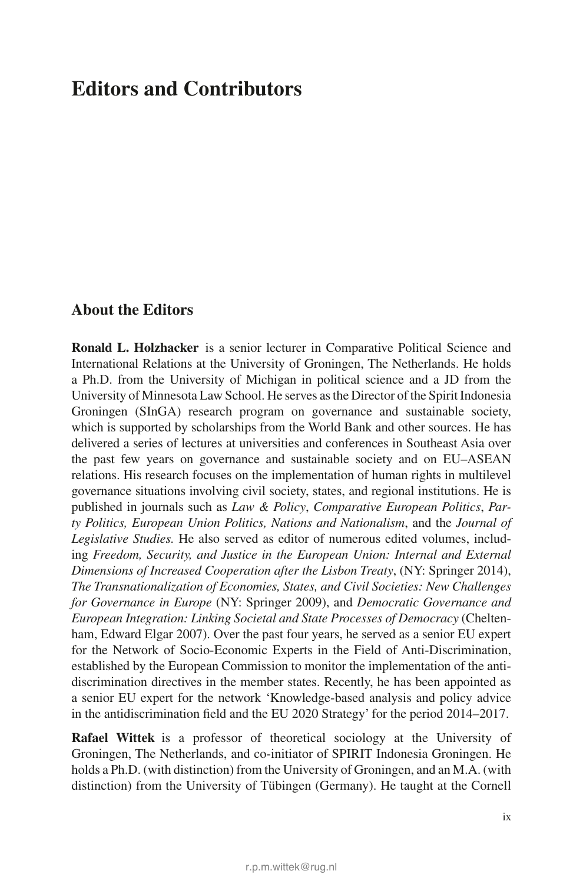# Editors and Contributors

## About the Editors

**Ronald L. Holzhacker** is a senior lecturer in Comparative Political Science and International Relations at the University of Groningen, The Netherlands. He holds a Ph.D. from the University of Michigan in political science and a JD from the University of Minnesota Law School. He serves as the Director of the Spirit Indonesia Groningen (SInGA) research program on governance and sustainable society, which is supported by scholarships from the World Bank and other sources. He has delivered a series of lectures at universities and conferences in Southeast Asia over the past few years on governance and sustainable society and on EU–ASEAN relations. His research focuses on the implementation of human rights in multilevel governance situations involving civil society, states, and regional institutions. He is published in journals such as *Law & Policy*, *Comparative European Politics*, *Party Politics, European Union Politics, Nations and Nationalism*, and the *Journal of Legislative Studies.* He also served as editor of numerous edited volumes, including *Freedom, Security, and Justice in the European Union: Internal and External Dimensions of Increased Cooperation after the Lisbon Treaty*, (NY: Springer 2014), *The Transnationalization of Economies, States, and Civil Societies: New Challenges for Governance in Europe* (NY: Springer 2009), and *Democratic Governance and European Integration: Linking Societal and State Processes of Democracy* (Cheltenham, Edward Elgar 2007). Over the past four years, he served as a senior EU expert for the Network of Socio-Economic Experts in the Field of Anti-Discrimination, established by the European Commission to monitor the implementation of the anti-discrimination directives in the member states. Recently, he has been appointed as a senior EU expert for the network 'Knowledge-based analysis and policy advice in the antidiscrimination field and the EU 2020 Strategy' for the period 2014–2017.

**Rafael Wittek** is a professor of theoretical sociology at the University of Groningen, The Netherlands, and co-initiator of SPIRIT Indonesia Groningen. He holds a Ph.D. (with distinction) from the University of Groningen, and an M.A. (with distinction) from the University of Tübingen (Germany). He taught at the Cornell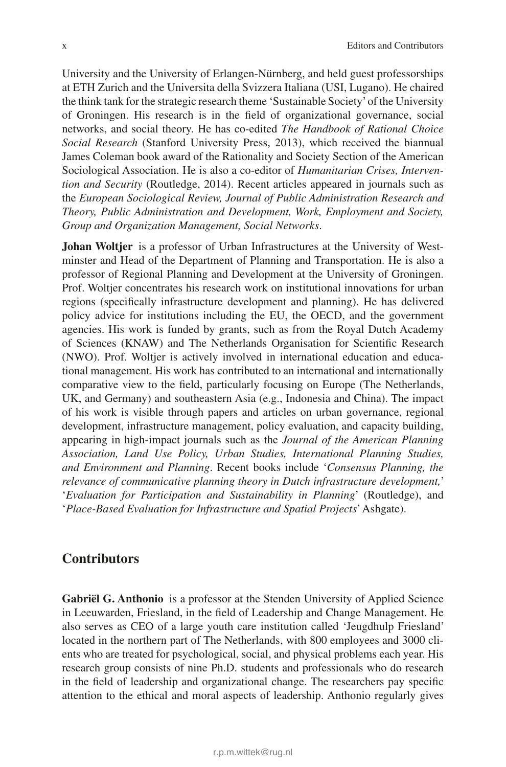University and the University of Erlangen-Nürnberg, and held guest professorships at ETH Zurich and the Universita della Svizzera Italiana (USI, Lugano). He chaired the think tank for the strategic research theme 'Sustainable Society' of the University of Groningen. His research is in the field of organizational governance, social networks, and social theory. He has co-edited *The Handbook of Rational Choice Social Research* (Stanford University Press, 2013), which received the biannual James Coleman book award of the Rationality and Society Section of the American Sociological Association. He is also a co-editor of *Humanitarian Crises, Intervention and Security* (Routledge, 2014). Recent articles appeared in journals such as the *European Sociological Review, Journal of Public Administration Research and Theory, Public Administration and Development, Work, Employment and Society, Group and Organization Management, Social Networks*.

**Johan Woltjer** is a professor of Urban Infrastructures at the University of Westminster and Head of the Department of Planning and Transportation. He is also a professor of Regional Planning and Development at the University of Groningen. Prof. Woltjer concentrates his research work on institutional innovations for urban regions (specifically infrastructure development and planning). He has delivered policy advice for institutions including the EU, the OECD, and the government agencies. His work is funded by grants, such as from the Royal Dutch Academy of Sciences (KNAW) and The Netherlands Organisation for Scientific Research (NWO). Prof. Woltjer is actively involved in international education and educational management. His work has contributed to an international and internationally comparative view to the field, particularly focusing on Europe (The Netherlands, UK, and Germany) and southeastern Asia (e.g., Indonesia and China). The impact of his work is visible through papers and articles on urban governance, regional development, infrastructure management, policy evaluation, and capacity building, appearing in high-impact journals such as the *Journal of the American Planning Association, Land Use Policy, Urban Studies, International Planning Studies, and Environment and Planning*. Recent books include '*Consensus Planning, the relevance of communicative planning theory in Dutch infrastructure development,*' '*Evaluation for Participation and Sustainability in Planning*' (Routledge), and '*Place-Based Evaluation for Infrastructure and Spatial Projects*' Ashgate).

## Contributors

**Gabriël G. Anthonio** is a professor at the Stenden University of Applied Science in Leeuwarden, Friesland, in the field of Leadership and Change Management. He also serves as CEO of a large youth care institution called 'Jeugdhulp Friesland' located in the northern part of The Netherlands, with 800 employees and 3000 clients who are treated for psychological, social, and physical problems each year. His research group consists of nine Ph.D. students and professionals who do research in the field of leadership and organizational change. The researchers pay specific attention to the ethical and moral aspects of leadership. Anthonio regularly gives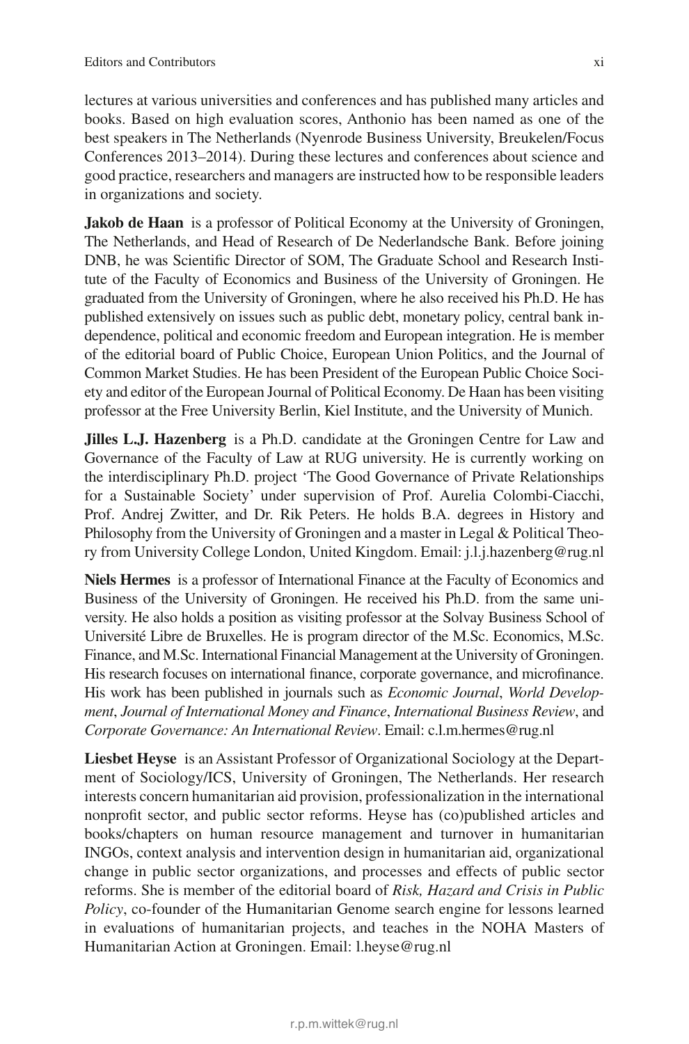lectures at various universities and conferences and has published many articles and books. Based on high evaluation scores, Anthonio has been named as one of the best speakers in The Netherlands (Nyenrode Business University, Breukelen/Focus Conferences 2013–2014). During these lectures and conferences about science and good practice, researchers and managers are instructed how to be responsible leaders in organizations and society.

**Jakob de Haan** is a professor of Political Economy at the University of Groningen, The Netherlands, and Head of Research of De Nederlandsche Bank. Before joining DNB, he was Scientific Director of SOM, The Graduate School and Research Institute of the Faculty of Economics and Business of the University of Groningen. He graduated from the University of Groningen, where he also received his Ph.D. He has published extensively on issues such as public debt, monetary policy, central bank independence, political and economic freedom and European integration. He is member of the editorial board of Public Choice, European Union Politics, and the Journal of Common Market Studies. He has been President of the European Public Choice Society and editor of the European Journal of Political Economy. De Haan has been visiting professor at the Free University Berlin, Kiel Institute, and the University of Munich.

**Jilles L.J. Hazenberg** is a Ph.D. candidate at the Groningen Centre for Law and Governance of the Faculty of Law at RUG university. He is currently working on the interdisciplinary Ph.D. project 'The Good Governance of Private Relationships for a Sustainable Society' under supervision of Prof. Aurelia Colombi-Ciacchi, Prof. Andrej Zwitter, and Dr. Rik Peters. He holds B.A. degrees in History and Philosophy from the University of Groningen and a master in Legal & Political Theory from University College London, United Kingdom. Email: j.l.j.hazenberg@rug.nl

**Niels Hermes** is a professor of International Finance at the Faculty of Economics and Business of the University of Groningen. He received his Ph.D. from the same university. He also holds a position as visiting professor at the Solvay Business School of Université Libre de Bruxelles. He is program director of the M.Sc. Economics, M.Sc. Finance, and M.Sc. International Financial Management at the University of Groningen. His research focuses on international finance, corporate governance, and microfinance. His work has been published in journals such as *Economic Journal*, *World Development*, *Journal of International Money and Finance*, *International Business Review*, and *Corporate Governance: An International Review*. Email: c.l.m.hermes@rug.nl

**Liesbet Heyse** is an Assistant Professor of Organizational Sociology at the Department of Sociology/ICS, University of Groningen, The Netherlands. Her research interests concern humanitarian aid provision, professionalization in the international nonprofit sector, and public sector reforms. Heyse has (co)published articles and books/chapters on human resource management and turnover in humanitarian INGOs, context analysis and intervention design in humanitarian aid, organizational change in public sector organizations, and processes and effects of public sector reforms. She is member of the editorial board of *Risk, Hazard and Crisis in Public Policy*, co-founder of the Humanitarian Genome search engine for lessons learned in evaluations of humanitarian projects, and teaches in the NOHA Masters of Humanitarian Action at Groningen. Email: l.heyse@rug.nl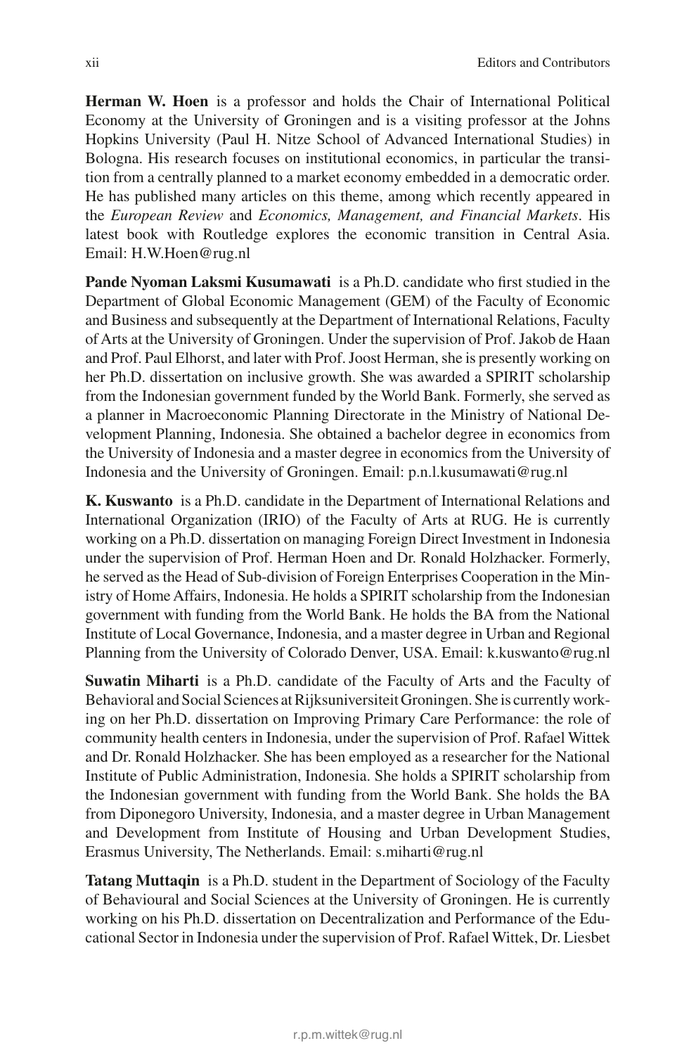**Herman W. Hoen** is a professor and holds the Chair of International Political Economy at the University of Groningen and is a visiting professor at the Johns Hopkins University (Paul H. Nitze School of Advanced International Studies) in Bologna. His research focuses on institutional economics, in particular the transition from a centrally planned to a market economy embedded in a democratic order. He has published many articles on this theme, among which recently appeared in the *European Review* and *Economics, Management, and Financial Markets*. His latest book with Routledge explores the economic transition in Central Asia. Email: H.W.Hoen@rug.nl

**Pande Nyoman Laksmi Kusumawati** is a Ph.D. candidate who first studied in the Department of Global Economic Management (GEM) of the Faculty of Economic and Business and subsequently at the Department of International Relations, Faculty of Arts at the University of Groningen. Under the supervision of Prof. Jakob de Haan and Prof. Paul Elhorst, and later with Prof. Joost Herman, she is presently working on her Ph.D. dissertation on inclusive growth. She was awarded a SPIRIT scholarship from the Indonesian government funded by the World Bank. Formerly, she served as a planner in Macroeconomic Planning Directorate in the Ministry of National Development Planning, Indonesia. She obtained a bachelor degree in economics from the University of Indonesia and a master degree in economics from the University of Indonesia and the University of Groningen. Email: p.n.l.kusumawati@rug.nl

**K. Kuswanto** is a Ph.D. candidate in the Department of International Relations and International Organization (IRIO) of the Faculty of Arts at RUG. He is currently working on a Ph.D. dissertation on managing Foreign Direct Investment in Indonesia under the supervision of Prof. Herman Hoen and Dr. Ronald Holzhacker. Formerly, he served as the Head of Sub-division of Foreign Enterprises Cooperation in the Ministry of Home Affairs, Indonesia. He holds a SPIRIT scholarship from the Indonesian government with funding from the World Bank. He holds the BA from the National Institute of Local Governance, Indonesia, and a master degree in Urban and Regional Planning from the University of Colorado Denver, USA. Email: k.kuswanto@rug.nl

**Suwatin Miharti** is a Ph.D. candidate of the Faculty of Arts and the Faculty of Behavioral and Social Sciences at Rijksuniversiteit Groningen. She is currently working on her Ph.D. dissertation on Improving Primary Care Performance: the role of community health centers in Indonesia, under the supervision of Prof. Rafael Wittek and Dr. Ronald Holzhacker. She has been employed as a researcher for the National Institute of Public Administration, Indonesia. She holds a SPIRIT scholarship from the Indonesian government with funding from the World Bank. She holds the BA from Diponegoro University, Indonesia, and a master degree in Urban Management and Development from Institute of Housing and Urban Development Studies, Erasmus University, The Netherlands. Email: s.miharti@rug.nl

**Tatang Muttaqin** is a Ph.D. student in the Department of Sociology of the Faculty of Behavioural and Social Sciences at the University of Groningen. He is currently working on his Ph.D. dissertation on Decentralization and Performance of the Educational Sector in Indonesia under the supervision of Prof. Rafael Wittek, Dr. Liesbet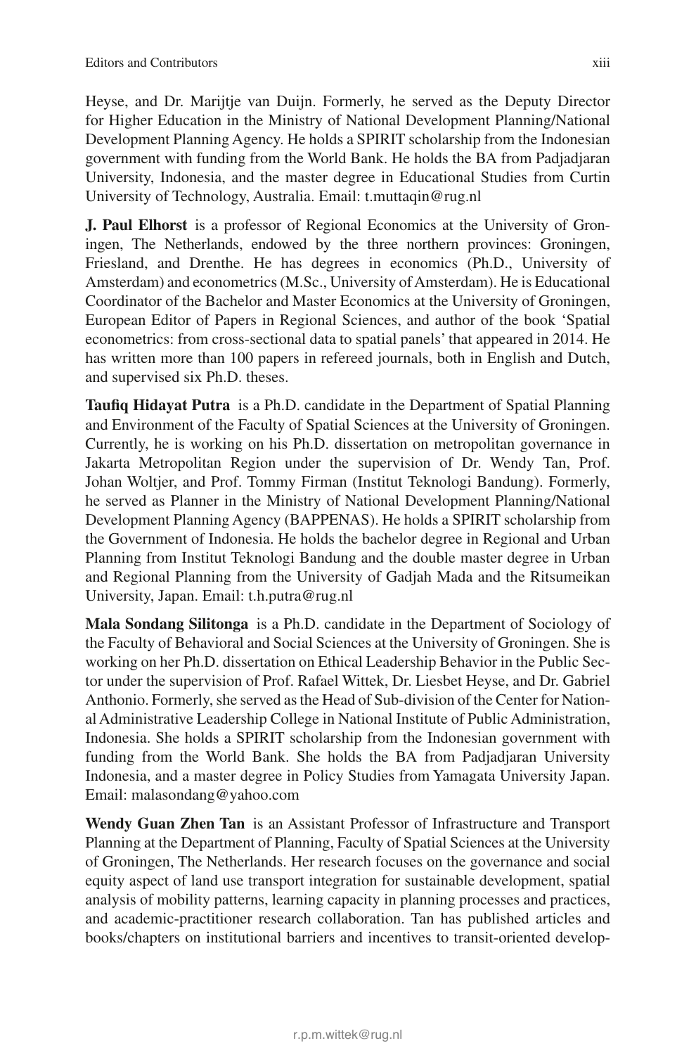Heyse, and Dr. Marijtje van Duijn. Formerly, he served as the Deputy Director for Higher Education in the Ministry of National Development Planning/National Development Planning Agency. He holds a SPIRIT scholarship from the Indonesian government with funding from the World Bank. He holds the BA from Padjadjaran University, Indonesia, and the master degree in Educational Studies from Curtin University of Technology, Australia. Email: t.muttaqin@rug.nl

**J. Paul Elhorst** is a professor of Regional Economics at the University of Groningen, The Netherlands, endowed by the three northern provinces: Groningen, Friesland, and Drenthe. He has degrees in economics (Ph.D., University of Amsterdam) and econometrics (M.Sc., University of Amsterdam). He is Educational Coordinator of the Bachelor and Master Economics at the University of Groningen, European Editor of Papers in Regional Sciences, and author of the book 'Spatial econometrics: from cross-sectional data to spatial panels' that appeared in 2014. He has written more than 100 papers in refereed journals, both in English and Dutch, and supervised six Ph.D. theses.

**Taufiq Hidayat Putra** is a Ph.D. candidate in the Department of Spatial Planning and Environment of the Faculty of Spatial Sciences at the University of Groningen. Currently, he is working on his Ph.D. dissertation on metropolitan governance in Jakarta Metropolitan Region under the supervision of Dr. Wendy Tan, Prof. Johan Woltjer, and Prof. Tommy Firman (Institut Teknologi Bandung). Formerly, he served as Planner in the Ministry of National Development Planning/National Development Planning Agency (BAPPENAS). He holds a SPIRIT scholarship from the Government of Indonesia. He holds the bachelor degree in Regional and Urban Planning from Institut Teknologi Bandung and the double master degree in Urban and Regional Planning from the University of Gadjah Mada and the Ritsumeikan University, Japan. Email: t.h.putra@rug.nl

**Mala Sondang Silitonga** is a Ph.D. candidate in the Department of Sociology of the Faculty of Behavioral and Social Sciences at the University of Groningen. She is working on her Ph.D. dissertation on Ethical Leadership Behavior in the Public Sector under the supervision of Prof. Rafael Wittek, Dr. Liesbet Heyse, and Dr. Gabriel Anthonio. Formerly, she served as the Head of Sub-division of the Center for National Administrative Leadership College in National Institute of Public Administration, Indonesia. She holds a SPIRIT scholarship from the Indonesian government with funding from the World Bank. She holds the BA from Padjadjaran University Indonesia, and a master degree in Policy Studies from Yamagata University Japan. Email: malasondang@yahoo.com

**Wendy Guan Zhen Tan** is an Assistant Professor of Infrastructure and Transport Planning at the Department of Planning, Faculty of Spatial Sciences at the University of Groningen, The Netherlands. Her research focuses on the governance and social equity aspect of land use transport integration for sustainable development, spatial analysis of mobility patterns, learning capacity in planning processes and practices, and academic-practitioner research collaboration. Tan has published articles and books/chapters on institutional barriers and incentives to transit-oriented develop-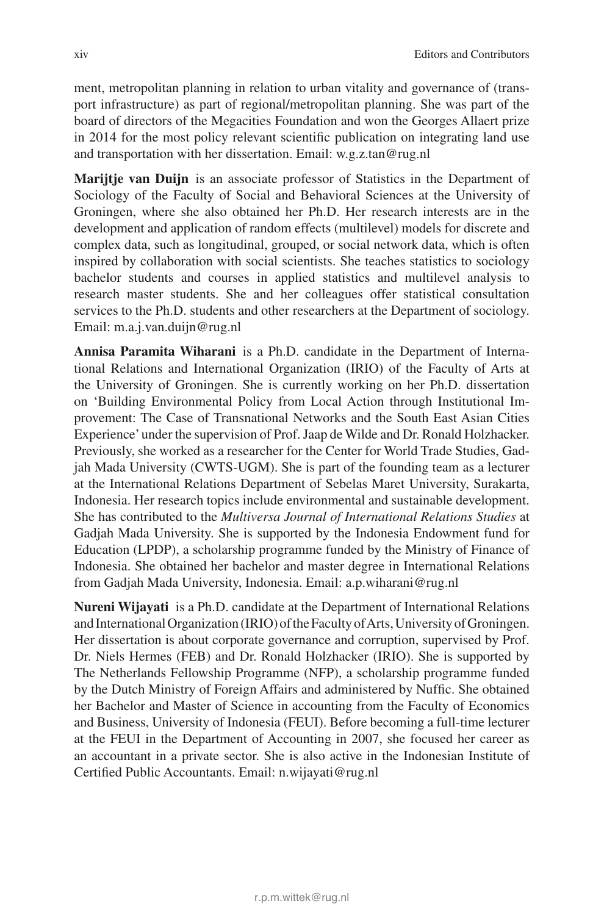ment, metropolitan planning in relation to urban vitality and governance of (transport infrastructure) as part of regional/metropolitan planning. She was part of the board of directors of the Megacities Foundation and won the Georges Allaert prize in 2014 for the most policy relevant scientific publication on integrating land use and transportation with her dissertation. Email: w.g.z.tan@rug.nl

**Marijtje van Duijn** is an associate professor of Statistics in the Department of Sociology of the Faculty of Social and Behavioral Sciences at the University of Groningen, where she also obtained her Ph.D. Her research interests are in the development and application of random effects (multilevel) models for discrete and complex data, such as longitudinal, grouped, or social network data, which is often inspired by collaboration with social scientists. She teaches statistics to sociology bachelor students and courses in applied statistics and multilevel analysis to research master students. She and her colleagues offer statistical consultation services to the Ph.D. students and other researchers at the Department of sociology. Email: m.a.j.van.duijn@rug.nl

**Annisa Paramita Wiharani** is a Ph.D. candidate in the Department of International Relations and International Organization (IRIO) of the Faculty of Arts at the University of Groningen. She is currently working on her Ph.D. dissertation on 'Building Environmental Policy from Local Action through Institutional Improvement: The Case of Transnational Networks and the South East Asian Cities Experience' under the supervision of Prof. Jaap de Wilde and Dr. Ronald Holzhacker. Previously, she worked as a researcher for the Center for World Trade Studies, Gadjah Mada University (CWTS-UGM). She is part of the founding team as a lecturer at the International Relations Department of Sebelas Maret University, Surakarta, Indonesia. Her research topics include environmental and sustainable development. She has contributed to the *Multiversa Journal of International Relations Studies* at Gadjah Mada University. She is supported by the Indonesia Endowment fund for Education (LPDP), a scholarship programme funded by the Ministry of Finance of Indonesia. She obtained her bachelor and master degree in International Relations from Gadjah Mada University, Indonesia. Email: a.p.wiharani@rug.nl

**Nureni Wijayati** is a Ph.D. candidate at the Department of International Relations and International Organization (IRIO) of the Faculty of Arts, University of Groningen. Her dissertation is about corporate governance and corruption, supervised by Prof. Dr. Niels Hermes (FEB) and Dr. Ronald Holzhacker (IRIO). She is supported by The Netherlands Fellowship Programme (NFP), a scholarship programme funded by the Dutch Ministry of Foreign Affairs and administered by Nuffic. She obtained her Bachelor and Master of Science in accounting from the Faculty of Economics and Business, University of Indonesia (FEUI). Before becoming a full-time lecturer at the FEUI in the Department of Accounting in 2007, she focused her career as an accountant in a private sector. She is also active in the Indonesian Institute of Certified Public Accountants. Email: n.wijayati@rug.nl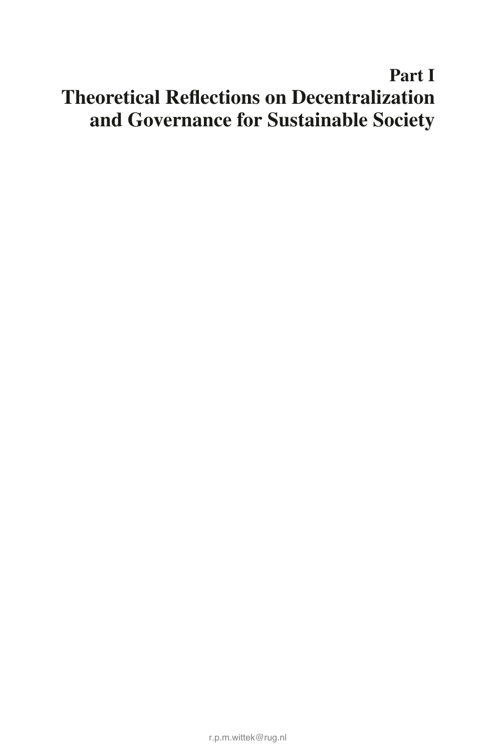# Part I
# Theoretical Reflections on Decentralization and Governance for Sustainable Society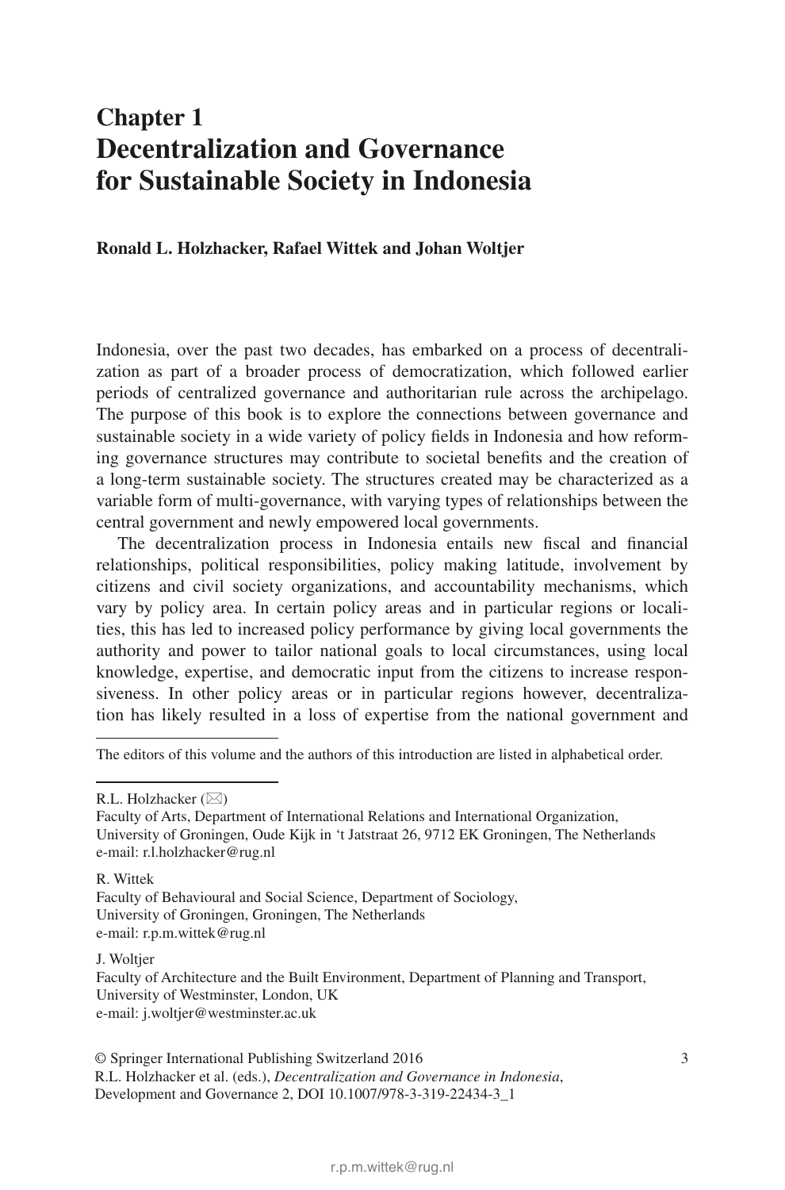# Chapter 1
# Decentralization and Governance for Sustainable Society in Indonesia

**Ronald L. Holzhacker, Rafael Wittek and Johan Woltjer**

Indonesia, over the past two decades, has embarked on a process of decentralization as part of a broader process of democratization, which followed earlier periods of centralized governance and authoritarian rule across the archipelago. The purpose of this book is to explore the connections between governance and sustainable society in a wide variety of policy fields in Indonesia and how reforming governance structures may contribute to societal benefits and the creation of a long-term sustainable society. The structures created may be characterized as a variable form of multi-governance, with varying types of relationships between the central government and newly empowered local governments.

The decentralization process in Indonesia entails new fiscal and financial relationships, political responsibilities, policy making latitude, involvement by citizens and civil society organizations, and accountability mechanisms, which vary by policy area. In certain policy areas and in particular regions or localities, this has led to increased policy performance by giving local governments the authority and power to tailor national goals to local circumstances, using local knowledge, expertise, and democratic input from the citizens to increase responsiveness. In other policy areas or in particular regions however, decentralization has likely resulted in a loss of expertise from the national government and

---

The editors of this volume and the authors of this introduction are listed in alphabetical order.

R.L. Holzhacker (✉)
Faculty of Arts, Department of International Relations and International Organization, University of Groningen, Oude Kijk in 't Jatstraat 26, 9712 EK Groningen, The Netherlands
e-mail: r.l.holzhacker@rug.nl

R. Wittek
Faculty of Behavioural and Social Science, Department of Sociology, University of Groningen, Groningen, The Netherlands
e-mail: r.p.m.wittek@rug.nl

J. Woltjer
Faculty of Architecture and the Built Environment, Department of Planning and Transport, University of Westminster, London, UK
e-mail: j.woltjer@westminster.ac.uk

© Springer International Publishing Switzerland 2016
R.L. Holzhacker et al. (eds.), *Decentralization and Governance in Indonesia*, Development and Governance 2, DOI 10.1007/978-3-319-22434-3_1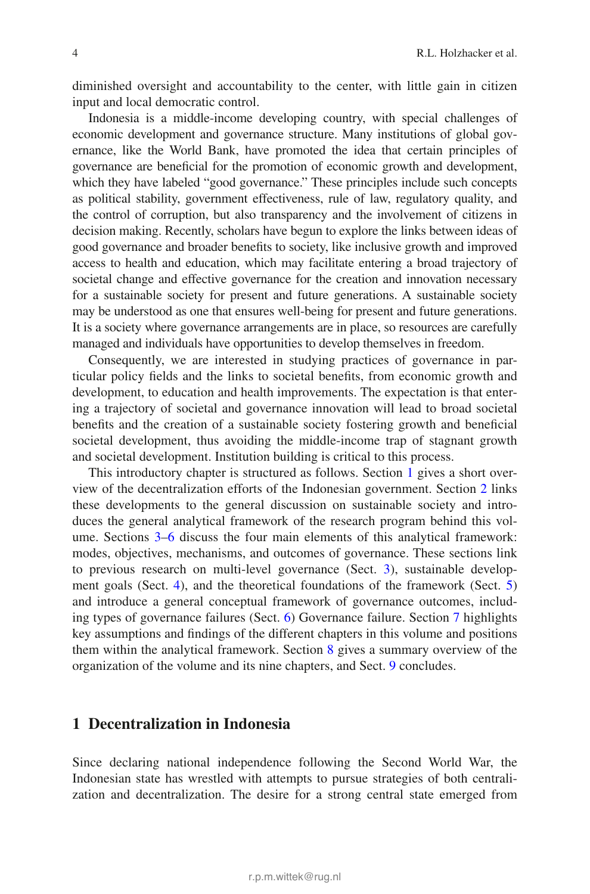diminished oversight and accountability to the center, with little gain in citizen input and local democratic control.

Indonesia is a middle-income developing country, with special challenges of economic development and governance structure. Many institutions of global governance, like the World Bank, have promoted the idea that certain principles of governance are beneficial for the promotion of economic growth and development, which they have labeled "good governance." These principles include such concepts as political stability, government effectiveness, rule of law, regulatory quality, and the control of corruption, but also transparency and the involvement of citizens in decision making. Recently, scholars have begun to explore the links between ideas of good governance and broader benefits to society, like inclusive growth and improved access to health and education, which may facilitate entering a broad trajectory of societal change and effective governance for the creation and innovation necessary for a sustainable society for present and future generations. A sustainable society may be understood as one that ensures well-being for present and future generations. It is a society where governance arrangements are in place, so resources are carefully managed and individuals have opportunities to develop themselves in freedom.

Consequently, we are interested in studying practices of governance in particular policy fields and the links to societal benefits, from economic growth and development, to education and health improvements. The expectation is that entering a trajectory of societal and governance innovation will lead to broad societal benefits and the creation of a sustainable society fostering growth and beneficial societal development, thus avoiding the middle-income trap of stagnant growth and societal development. Institution building is critical to this process.

This introductory chapter is structured as follows. Section 1 gives a short overview of the decentralization efforts of the Indonesian government. Section 2 links these developments to the general discussion on sustainable society and introduces the general analytical framework of the research program behind this volume. Sections 3–6 discuss the four main elements of this analytical framework: modes, objectives, mechanisms, and outcomes of governance. These sections link to previous research on multi-level governance (Sect. 3), sustainable development goals (Sect. 4), and the theoretical foundations of the framework (Sect. 5) and introduce a general conceptual framework of governance outcomes, including types of governance failures (Sect. 6) Governance failure. Section 7 highlights key assumptions and findings of the different chapters in this volume and positions them within the analytical framework. Section 8 gives a summary overview of the organization of the volume and its nine chapters, and Sect. 9 concludes.

## 1 Decentralization in Indonesia

Since declaring national independence following the Second World War, the Indonesian state has wrestled with attempts to pursue strategies of both centralization and decentralization. The desire for a strong central state emerged from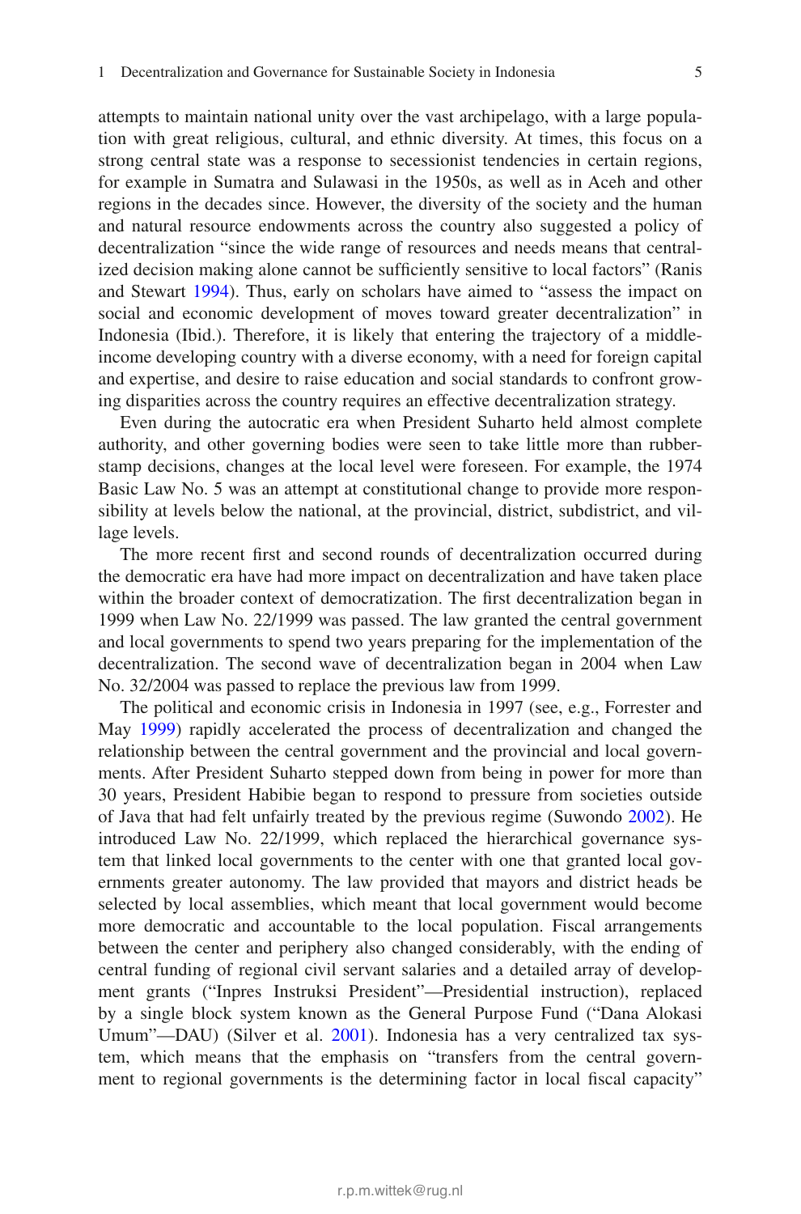attempts to maintain national unity over the vast archipelago, with a large population with great religious, cultural, and ethnic diversity. At times, this focus on a strong central state was a response to secessionist tendencies in certain regions, for example in Sumatra and Sulawesi in the 1950s, as well as in Aceh and other regions in the decades since. However, the diversity of the society and the human and natural resource endowments across the country also suggested a policy of decentralization "since the wide range of resources and needs means that centralized decision making alone cannot be sufficiently sensitive to local factors" (Ranis and Stewart 1994). Thus, early on scholars have aimed to "assess the impact on social and economic development of moves toward greater decentralization" in Indonesia (Ibid.). Therefore, it is likely that entering the trajectory of a middle-income developing country with a diverse economy, with a need for foreign capital and expertise, and desire to raise education and social standards to confront growing disparities across the country requires an effective decentralization strategy.

Even during the autocratic era when President Suharto held almost complete authority, and other governing bodies were seen to take little more than rubber-stamp decisions, changes at the local level were foreseen. For example, the 1974 Basic Law No. 5 was an attempt at constitutional change to provide more responsibility at levels below the national, at the provincial, district, subdistrict, and village levels.

The more recent first and second rounds of decentralization occurred during the democratic era have had more impact on decentralization and have taken place within the broader context of democratization. The first decentralization began in 1999 when Law No. 22/1999 was passed. The law granted the central government and local governments to spend two years preparing for the implementation of the decentralization. The second wave of decentralization began in 2004 when Law No. 32/2004 was passed to replace the previous law from 1999.

The political and economic crisis in Indonesia in 1997 (see, e.g., Forrester and May 1999) rapidly accelerated the process of decentralization and changed the relationship between the central government and the provincial and local governments. After President Suharto stepped down from being in power for more than 30 years, President Habibie began to respond to pressure from societies outside of Java that had felt unfairly treated by the previous regime (Suwondo 2002). He introduced Law No. 22/1999, which replaced the hierarchical governance system that linked local governments to the center with one that granted local governments greater autonomy. The law provided that mayors and district heads be selected by local assemblies, which meant that local government would become more democratic and accountable to the local population. Fiscal arrangements between the center and periphery also changed considerably, with the ending of central funding of regional civil servant salaries and a detailed array of development grants ("Inpres Instruksi President"—Presidential instruction), replaced by a single block system known as the General Purpose Fund ("Dana Alokasi Umum"—DAU) (Silver et al. 2001). Indonesia has a very centralized tax system, which means that the emphasis on "transfers from the central government to regional governments is the determining factor in local fiscal capacity"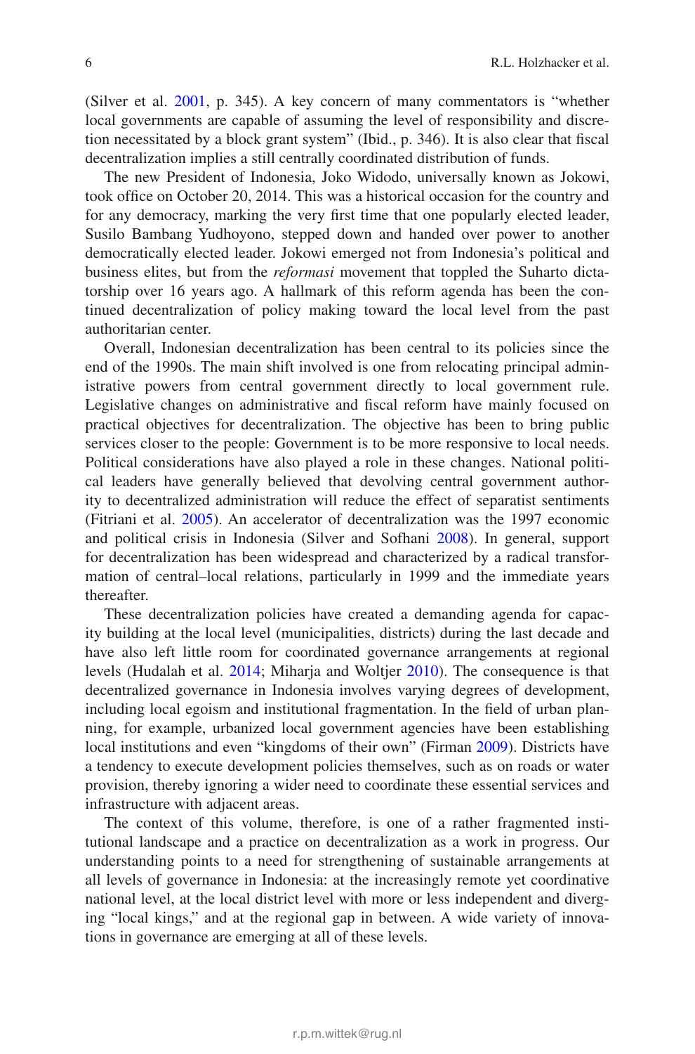(Silver et al. 2001, p. 345). A key concern of many commentators is "whether local governments are capable of assuming the level of responsibility and discretion necessitated by a block grant system" (Ibid., p. 346). It is also clear that fiscal decentralization implies a still centrally coordinated distribution of funds.

The new President of Indonesia, Joko Widodo, universally known as Jokowi, took office on October 20, 2014. This was a historical occasion for the country and for any democracy, marking the very first time that one popularly elected leader, Susilo Bambang Yudhoyono, stepped down and handed over power to another democratically elected leader. Jokowi emerged not from Indonesia's political and business elites, but from the *reformasi* movement that toppled the Suharto dictatorship over 16 years ago. A hallmark of this reform agenda has been the continued decentralization of policy making toward the local level from the past authoritarian center.

Overall, Indonesian decentralization has been central to its policies since the end of the 1990s. The main shift involved is one from relocating principal administrative powers from central government directly to local government rule. Legislative changes on administrative and fiscal reform have mainly focused on practical objectives for decentralization. The objective has been to bring public services closer to the people: Government is to be more responsive to local needs. Political considerations have also played a role in these changes. National political leaders have generally believed that devolving central government authority to decentralized administration will reduce the effect of separatist sentiments (Fitriani et al. 2005). An accelerator of decentralization was the 1997 economic and political crisis in Indonesia (Silver and Sofhani 2008). In general, support for decentralization has been widespread and characterized by a radical transformation of central–local relations, particularly in 1999 and the immediate years thereafter.

These decentralization policies have created a demanding agenda for capacity building at the local level (municipalities, districts) during the last decade and have also left little room for coordinated governance arrangements at regional levels (Hudalah et al. 2014; Miharja and Woltjer 2010). The consequence is that decentralized governance in Indonesia involves varying degrees of development, including local egoism and institutional fragmentation. In the field of urban planning, for example, urbanized local government agencies have been establishing local institutions and even "kingdoms of their own" (Firman 2009). Districts have a tendency to execute development policies themselves, such as on roads or water provision, thereby ignoring a wider need to coordinate these essential services and infrastructure with adjacent areas.

The context of this volume, therefore, is one of a rather fragmented institutional landscape and a practice on decentralization as a work in progress. Our understanding points to a need for strengthening of sustainable arrangements at all levels of governance in Indonesia: at the increasingly remote yet coordinative national level, at the local district level with more or less independent and diverging "local kings," and at the regional gap in between. A wide variety of innovations in governance are emerging at all of these levels.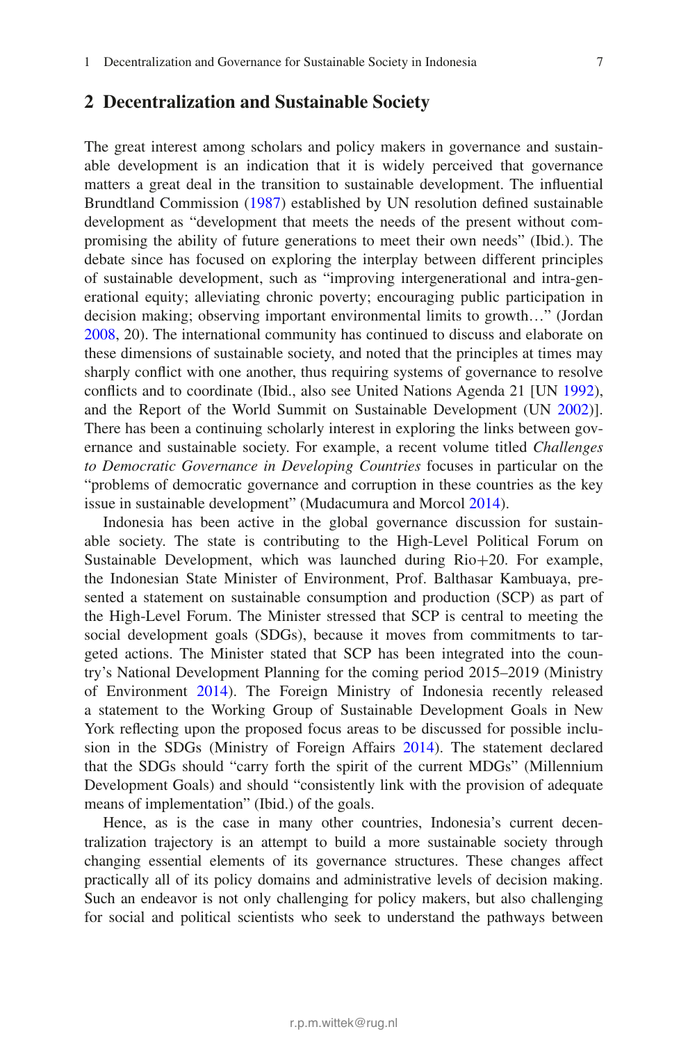## 2 Decentralization and Sustainable Society

The great interest among scholars and policy makers in governance and sustainable development is an indication that it is widely perceived that governance matters a great deal in the transition to sustainable development. The influential Brundtland Commission (1987) established by UN resolution defined sustainable development as "development that meets the needs of the present without compromising the ability of future generations to meet their own needs" (Ibid.). The debate since has focused on exploring the interplay between different principles of sustainable development, such as "improving intergenerational and intra-generational equity; alleviating chronic poverty; encouraging public participation in decision making; observing important environmental limits to growth…" (Jordan 2008, 20). The international community has continued to discuss and elaborate on these dimensions of sustainable society, and noted that the principles at times may sharply conflict with one another, thus requiring systems of governance to resolve conflicts and to coordinate (Ibid., also see United Nations Agenda 21 [UN 1992), and the Report of the World Summit on Sustainable Development (UN 2002)]. There has been a continuing scholarly interest in exploring the links between governance and sustainable society. For example, a recent volume titled *Challenges to Democratic Governance in Developing Countries* focuses in particular on the "problems of democratic governance and corruption in these countries as the key issue in sustainable development" (Mudacumura and Morcol 2014).

Indonesia has been active in the global governance discussion for sustainable society. The state is contributing to the High-Level Political Forum on Sustainable Development, which was launched during Rio+20. For example, the Indonesian State Minister of Environment, Prof. Balthasar Kambuaya, presented a statement on sustainable consumption and production (SCP) as part of the High-Level Forum. The Minister stressed that SCP is central to meeting the social development goals (SDGs), because it moves from commitments to targeted actions. The Minister stated that SCP has been integrated into the country's National Development Planning for the coming period 2015–2019 (Ministry of Environment 2014). The Foreign Ministry of Indonesia recently released a statement to the Working Group of Sustainable Development Goals in New York reflecting upon the proposed focus areas to be discussed for possible inclusion in the SDGs (Ministry of Foreign Affairs 2014). The statement declared that the SDGs should "carry forth the spirit of the current MDGs" (Millennium Development Goals) and should "consistently link with the provision of adequate means of implementation" (Ibid.) of the goals.

Hence, as is the case in many other countries, Indonesia's current decentralization trajectory is an attempt to build a more sustainable society through changing essential elements of its governance structures. These changes affect practically all of its policy domains and administrative levels of decision making. Such an endeavor is not only challenging for policy makers, but also challenging for social and political scientists who seek to understand the pathways between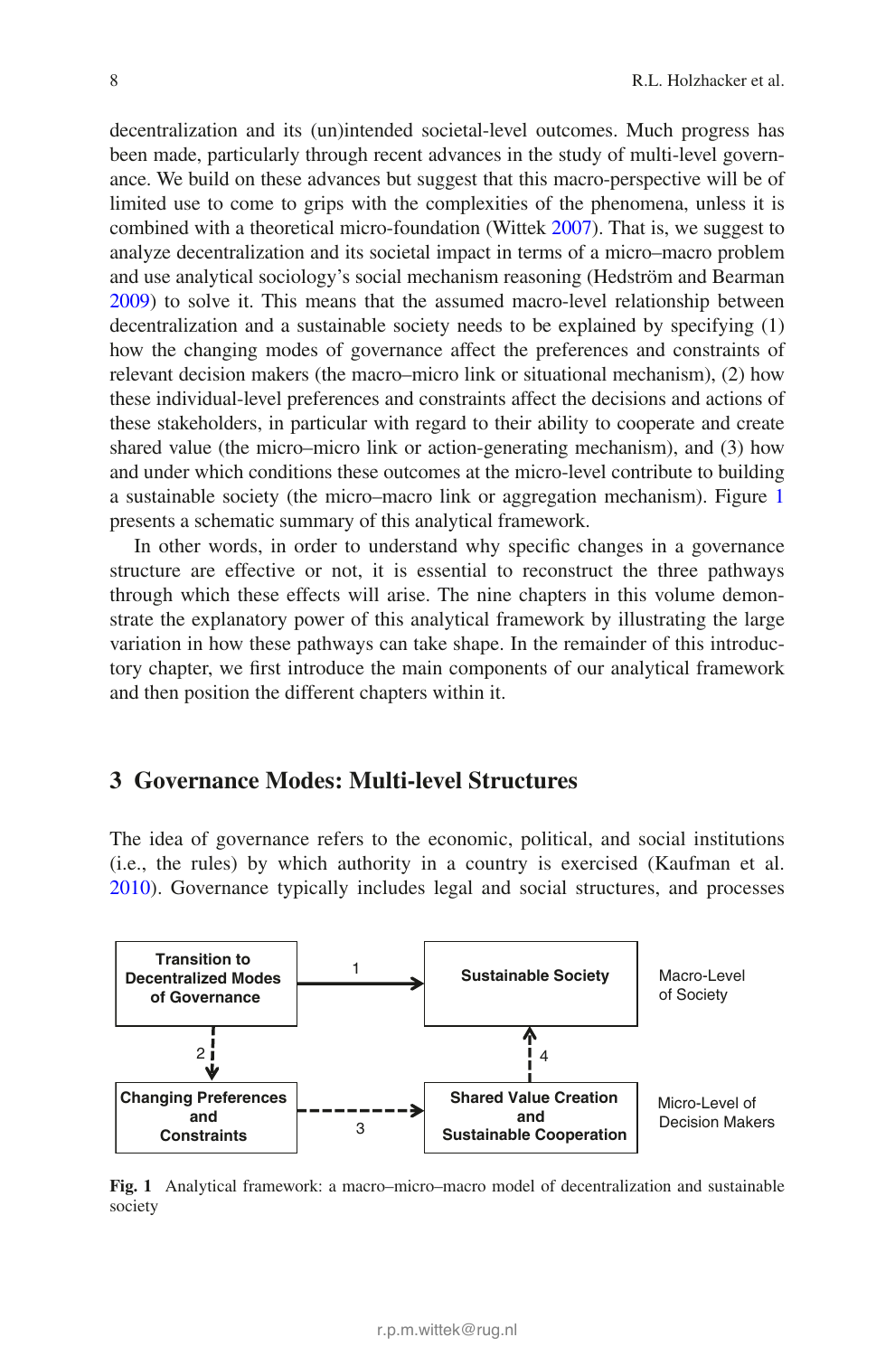decentralization and its (un)intended societal-level outcomes. Much progress has been made, particularly through recent advances in the study of multi-level governance. We build on these advances but suggest that this macro-perspective will be of limited use to come to grips with the complexities of the phenomena, unless it is combined with a theoretical micro-foundation (Wittek 2007). That is, we suggest to analyze decentralization and its societal impact in terms of a micro–macro problem and use analytical sociology's social mechanism reasoning (Hedström and Bearman 2009) to solve it. This means that the assumed macro-level relationship between decentralization and a sustainable society needs to be explained by specifying (1) how the changing modes of governance affect the preferences and constraints of relevant decision makers (the macro–micro link or situational mechanism), (2) how these individual-level preferences and constraints affect the decisions and actions of these stakeholders, in particular with regard to their ability to cooperate and create shared value (the micro–micro link or action-generating mechanism), and (3) how and under which conditions these outcomes at the micro-level contribute to building a sustainable society (the micro–macro link or aggregation mechanism). Figure 1 presents a schematic summary of this analytical framework.

In other words, in order to understand why specific changes in a governance structure are effective or not, it is essential to reconstruct the three pathways through which these effects will arise. The nine chapters in this volume demonstrate the explanatory power of this analytical framework by illustrating the large variation in how these pathways can take shape. In the remainder of this introductory chapter, we first introduce the main components of our analytical framework and then position the different chapters within it.

## 3 Governance Modes: Multi-level Structures

The idea of governance refers to the economic, political, and social institutions (i.e., the rules) by which authority in a country is exercised (Kaufman et al. 2010). Governance typically includes legal and social structures, and processes

**Fig. 1** Analytical framework: a macro–micro–macro model of decentralization and sustainable society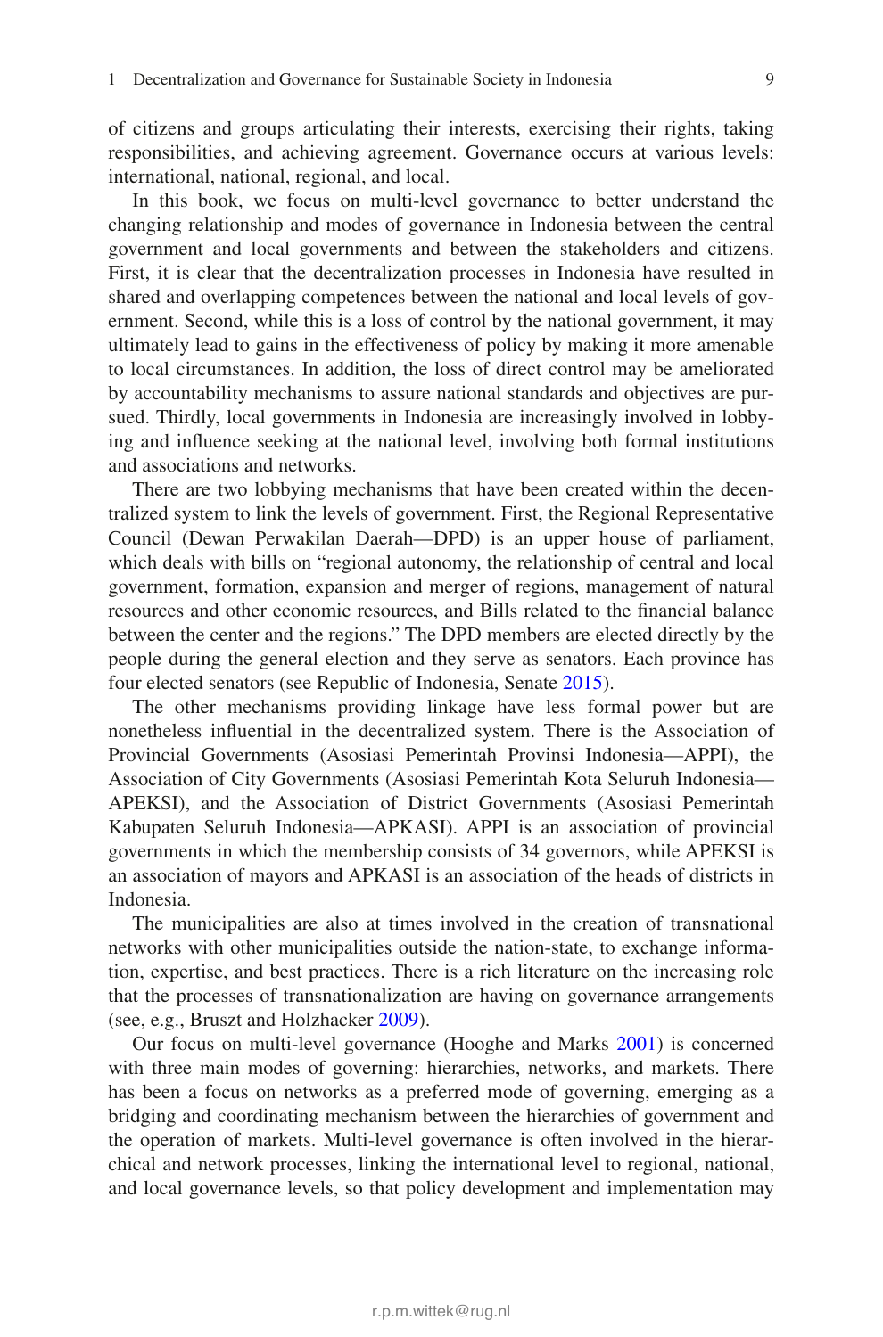of citizens and groups articulating their interests, exercising their rights, taking responsibilities, and achieving agreement. Governance occurs at various levels: international, national, regional, and local.

In this book, we focus on multi-level governance to better understand the changing relationship and modes of governance in Indonesia between the central government and local governments and between the stakeholders and citizens. First, it is clear that the decentralization processes in Indonesia have resulted in shared and overlapping competences between the national and local levels of government. Second, while this is a loss of control by the national government, it may ultimately lead to gains in the effectiveness of policy by making it more amenable to local circumstances. In addition, the loss of direct control may be ameliorated by accountability mechanisms to assure national standards and objectives are pursued. Thirdly, local governments in Indonesia are increasingly involved in lobbying and influence seeking at the national level, involving both formal institutions and associations and networks.

There are two lobbying mechanisms that have been created within the decentralized system to link the levels of government. First, the Regional Representative Council (Dewan Perwakilan Daerah—DPD) is an upper house of parliament, which deals with bills on "regional autonomy, the relationship of central and local government, formation, expansion and merger of regions, management of natural resources and other economic resources, and Bills related to the financial balance between the center and the regions." The DPD members are elected directly by the people during the general election and they serve as senators. Each province has four elected senators (see Republic of Indonesia, Senate 2015).

The other mechanisms providing linkage have less formal power but are nonetheless influential in the decentralized system. There is the Association of Provincial Governments (Asosiasi Pemerintah Provinsi Indonesia—APPI), the Association of City Governments (Asosiasi Pemerintah Kota Seluruh Indonesia—APEKSI), and the Association of District Governments (Asosiasi Pemerintah Kabupaten Seluruh Indonesia—APKASI). APPI is an association of provincial governments in which the membership consists of 34 governors, while APEKSI is an association of mayors and APKASI is an association of the heads of districts in Indonesia.

The municipalities are also at times involved in the creation of transnational networks with other municipalities outside the nation-state, to exchange information, expertise, and best practices. There is a rich literature on the increasing role that the processes of transnationalization are having on governance arrangements (see, e.g., Bruszt and Holzhacker 2009).

Our focus on multi-level governance (Hooghe and Marks 2001) is concerned with three main modes of governing: hierarchies, networks, and markets. There has been a focus on networks as a preferred mode of governing, emerging as a bridging and coordinating mechanism between the hierarchies of government and the operation of markets. Multi-level governance is often involved in the hierarchical and network processes, linking the international level to regional, national, and local governance levels, so that policy development and implementation may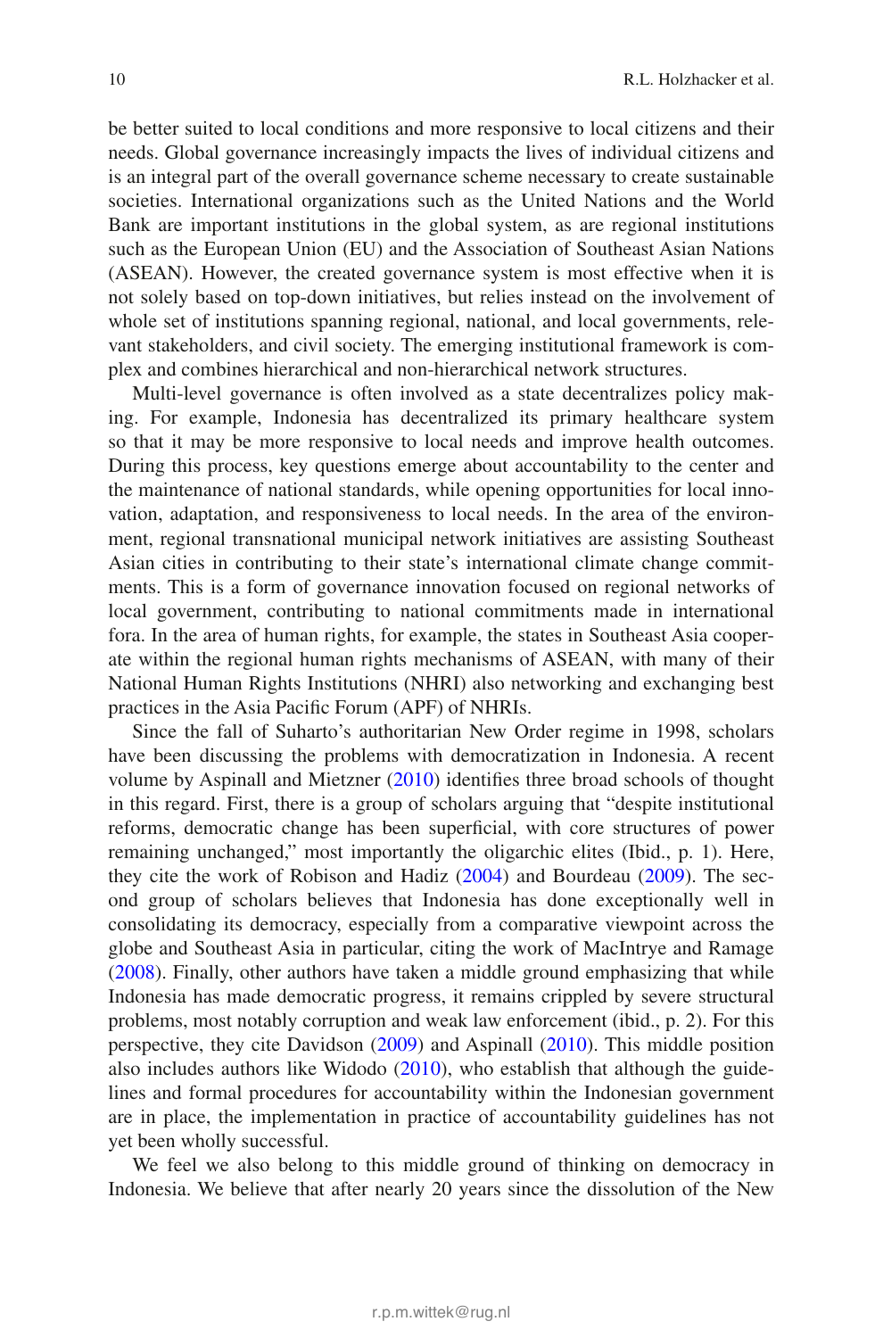be better suited to local conditions and more responsive to local citizens and their needs. Global governance increasingly impacts the lives of individual citizens and is an integral part of the overall governance scheme necessary to create sustainable societies. International organizations such as the United Nations and the World Bank are important institutions in the global system, as are regional institutions such as the European Union (EU) and the Association of Southeast Asian Nations (ASEAN). However, the created governance system is most effective when it is not solely based on top-down initiatives, but relies instead on the involvement of whole set of institutions spanning regional, national, and local governments, relevant stakeholders, and civil society. The emerging institutional framework is complex and combines hierarchical and non-hierarchical network structures.

Multi-level governance is often involved as a state decentralizes policy making. For example, Indonesia has decentralized its primary healthcare system so that it may be more responsive to local needs and improve health outcomes. During this process, key questions emerge about accountability to the center and the maintenance of national standards, while opening opportunities for local innovation, adaptation, and responsiveness to local needs. In the area of the environment, regional transnational municipal network initiatives are assisting Southeast Asian cities in contributing to their state's international climate change commitments. This is a form of governance innovation focused on regional networks of local government, contributing to national commitments made in international fora. In the area of human rights, for example, the states in Southeast Asia cooperate within the regional human rights mechanisms of ASEAN, with many of their National Human Rights Institutions (NHRI) also networking and exchanging best practices in the Asia Pacific Forum (APF) of NHRIs.

Since the fall of Suharto's authoritarian New Order regime in 1998, scholars have been discussing the problems with democratization in Indonesia. A recent volume by Aspinall and Mietzner (2010) identifies three broad schools of thought in this regard. First, there is a group of scholars arguing that "despite institutional reforms, democratic change has been superficial, with core structures of power remaining unchanged," most importantly the oligarchic elites (Ibid., p. 1). Here, they cite the work of Robison and Hadiz (2004) and Bourdeau (2009). The second group of scholars believes that Indonesia has done exceptionally well in consolidating its democracy, especially from a comparative viewpoint across the globe and Southeast Asia in particular, citing the work of MacIntrye and Ramage (2008). Finally, other authors have taken a middle ground emphasizing that while Indonesia has made democratic progress, it remains crippled by severe structural problems, most notably corruption and weak law enforcement (ibid., p. 2). For this perspective, they cite Davidson (2009) and Aspinall (2010). This middle position also includes authors like Widodo (2010), who establish that although the guidelines and formal procedures for accountability within the Indonesian government are in place, the implementation in practice of accountability guidelines has not yet been wholly successful.

We feel we also belong to this middle ground of thinking on democracy in Indonesia. We believe that after nearly 20 years since the dissolution of the New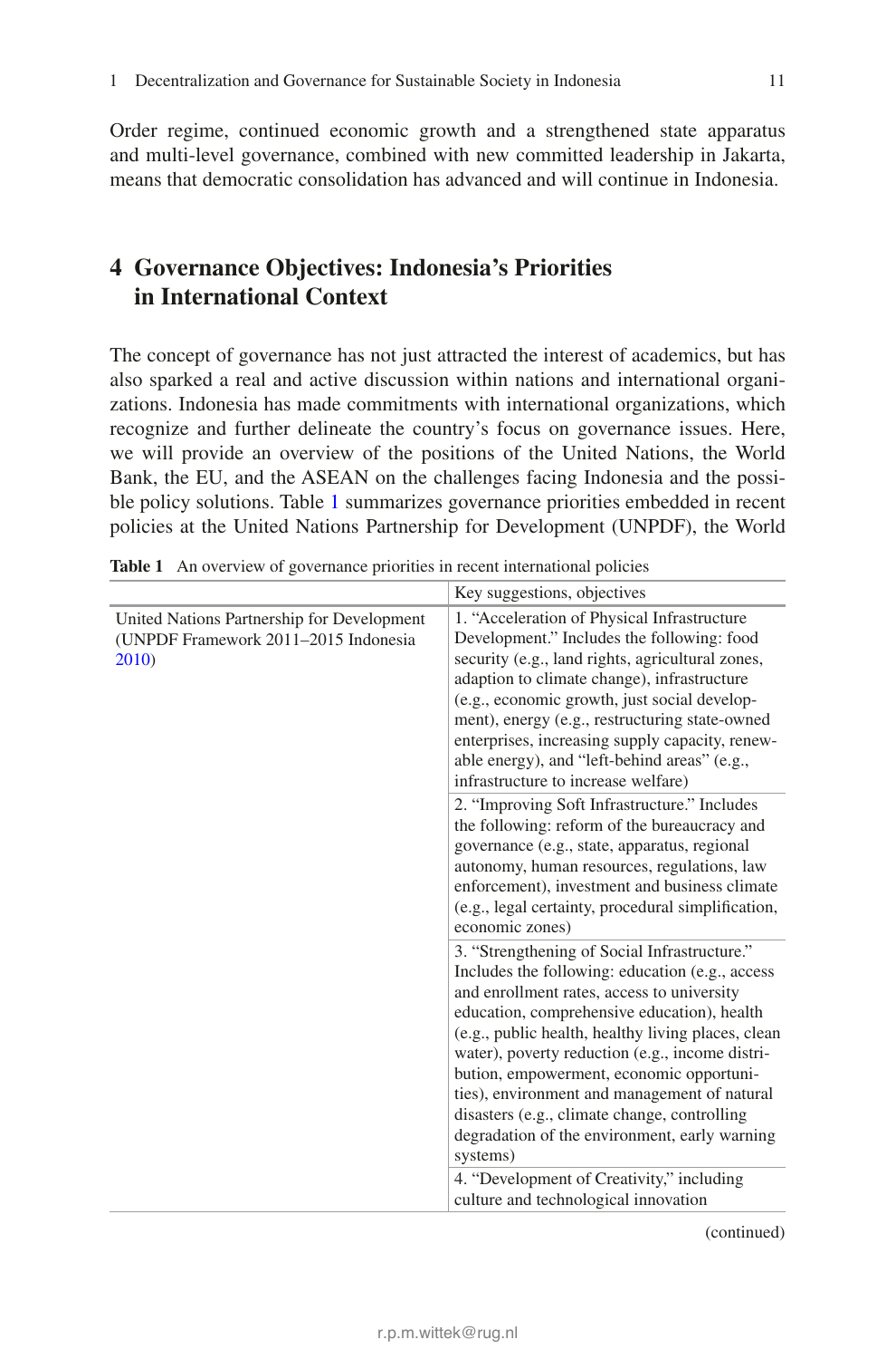Order regime, continued economic growth and a strengthened state apparatus and multi-level governance, combined with new committed leadership in Jakarta, means that democratic consolidation has advanced and will continue in Indonesia.

## 4 Governance Objectives: Indonesia's Priorities in International Context

The concept of governance has not just attracted the interest of academics, but has also sparked a real and active discussion within nations and international organizations. Indonesia has made commitments with international organizations, which recognize and further delineate the country's focus on governance issues. Here, we will provide an overview of the positions of the United Nations, the World Bank, the EU, and the ASEAN on the challenges facing Indonesia and the possible policy solutions. Table 1 summarizes governance priorities embedded in recent policies at the United Nations Partnership for Development (UNPDF), the World

**Table 1** An overview of governance priorities in recent international policies

| | Key suggestions, objectives |
|---|---|
| United Nations Partnership for Development (UNPDF Framework 2011–2015 Indonesia 2010) | 1. "Acceleration of Physical Infrastructure Development." Includes the following: food security (e.g., land rights, agricultural zones, adaption to climate change), infrastructure (e.g., economic growth, just social development), energy (e.g., restructuring state-owned enterprises, increasing supply capacity, renewable energy), and "left-behind areas" (e.g., infrastructure to increase welfare) |
| | 2. "Improving Soft Infrastructure." Includes the following: reform of the bureaucracy and governance (e.g., state, apparatus, regional autonomy, human resources, regulations, law enforcement), investment and business climate (e.g., legal certainty, procedural simplification, economic zones) |
| | 3. "Strengthening of Social Infrastructure." Includes the following: education (e.g., access and enrollment rates, access to university education, comprehensive education), health (e.g., public health, healthy living places, clean water), poverty reduction (e.g., income distribution, empowerment, economic opportunities), environment and management of natural disasters (e.g., climate change, controlling degradation of the environment, early warning systems) |
| | 4. "Development of Creativity," including culture and technological innovation |

(continued)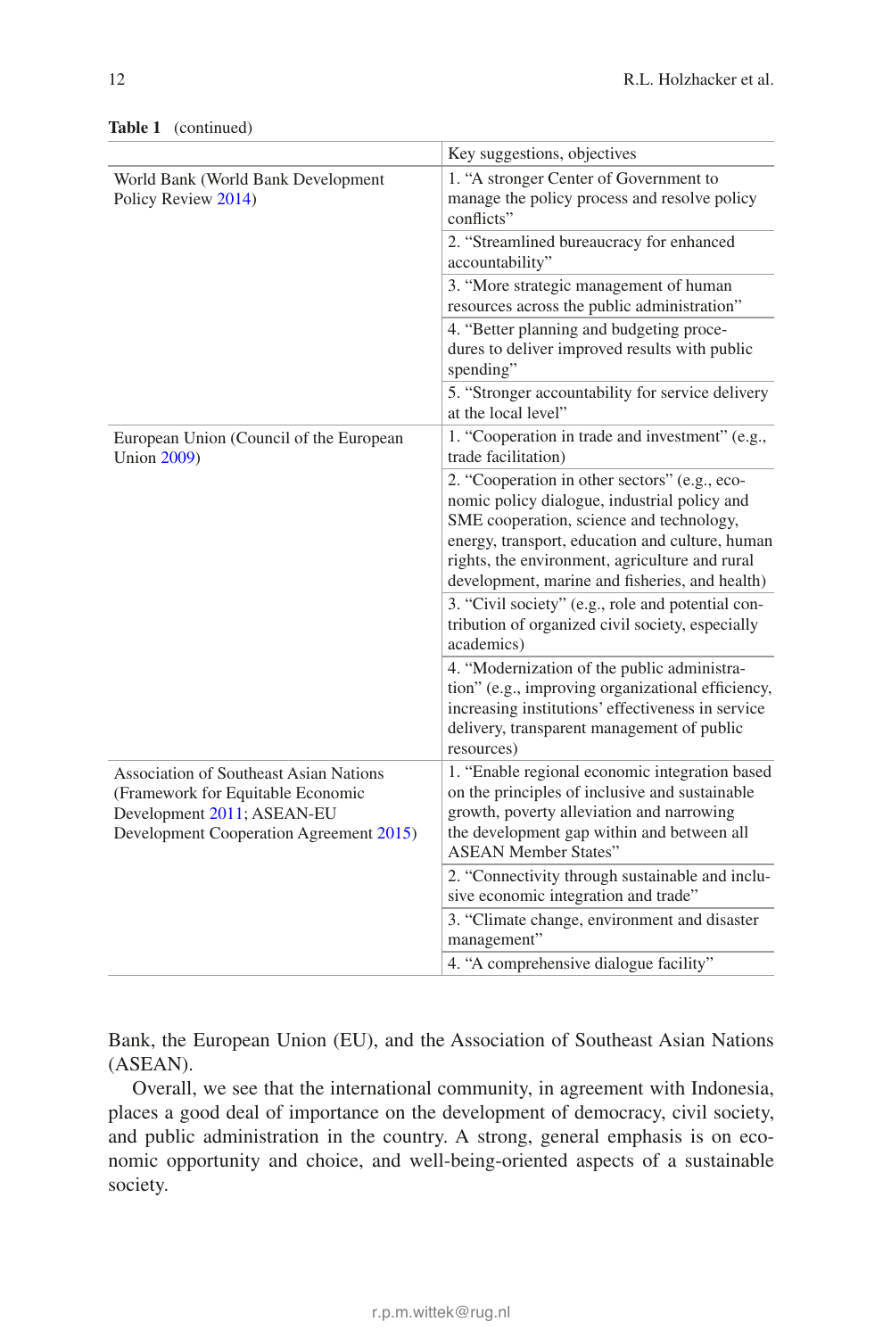**Table 1** (continued)

| | Key suggestions, objectives |
|---|---|
| World Bank (World Bank Development Policy Review 2014) | 1. "A stronger Center of Government to manage the policy process and resolve policy conflicts" |
| | 2. "Streamlined bureaucracy for enhanced accountability" |
| | 3. "More strategic management of human resources across the public administration" |
| | 4. "Better planning and budgeting procedures to deliver improved results with public spending" |
| | 5. "Stronger accountability for service delivery at the local level" |
| European Union (Council of the European Union 2009) | 1. "Cooperation in trade and investment" (e.g., trade facilitation) |
| | 2. "Cooperation in other sectors" (e.g., economic policy dialogue, industrial policy and SME cooperation, science and technology, energy, transport, education and culture, human rights, the environment, agriculture and rural development, marine and fisheries, and health) |
| | 3. "Civil society" (e.g., role and potential contribution of organized civil society, especially academics) |
| | 4. "Modernization of the public administration" (e.g., improving organizational efficiency, increasing institutions' effectiveness in service delivery, transparent management of public resources) |
| Association of Southeast Asian Nations (Framework for Equitable Economic Development 2011; ASEAN-EU Development Cooperation Agreement 2015) | 1. "Enable regional economic integration based on the principles of inclusive and sustainable growth, poverty alleviation and narrowing the development gap within and between all ASEAN Member States" |
| | 2. "Connectivity through sustainable and inclusive economic integration and trade" |
| | 3. "Climate change, environment and disaster management" |
| | 4. "A comprehensive dialogue facility" |

Bank, the European Union (EU), and the Association of Southeast Asian Nations (ASEAN).

Overall, we see that the international community, in agreement with Indonesia, places a good deal of importance on the development of democracy, civil society, and public administration in the country. A strong, general emphasis is on economic opportunity and choice, and well-being-oriented aspects of a sustainable society.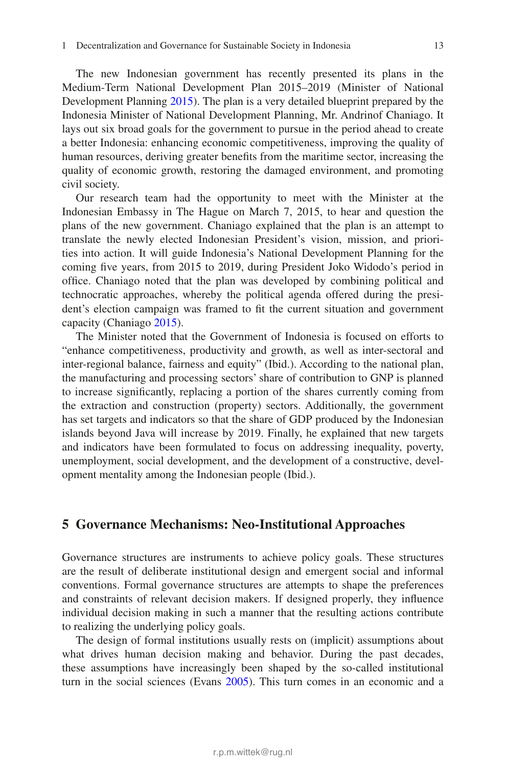The new Indonesian government has recently presented its plans in the Medium-Term National Development Plan 2015–2019 (Minister of National Development Planning 2015). The plan is a very detailed blueprint prepared by the Indonesia Minister of National Development Planning, Mr. Andrinof Chaniago. It lays out six broad goals for the government to pursue in the period ahead to create a better Indonesia: enhancing economic competitiveness, improving the quality of human resources, deriving greater benefits from the maritime sector, increasing the quality of economic growth, restoring the damaged environment, and promoting civil society.

Our research team had the opportunity to meet with the Minister at the Indonesian Embassy in The Hague on March 7, 2015, to hear and question the plans of the new government. Chaniago explained that the plan is an attempt to translate the newly elected Indonesian President's vision, mission, and priorities into action. It will guide Indonesia's National Development Planning for the coming five years, from 2015 to 2019, during President Joko Widodo's period in office. Chaniago noted that the plan was developed by combining political and technocratic approaches, whereby the political agenda offered during the president's election campaign was framed to fit the current situation and government capacity (Chaniago 2015).

The Minister noted that the Government of Indonesia is focused on efforts to "enhance competitiveness, productivity and growth, as well as inter-sectoral and inter-regional balance, fairness and equity" (Ibid.). According to the national plan, the manufacturing and processing sectors' share of contribution to GNP is planned to increase significantly, replacing a portion of the shares currently coming from the extraction and construction (property) sectors. Additionally, the government has set targets and indicators so that the share of GDP produced by the Indonesian islands beyond Java will increase by 2019. Finally, he explained that new targets and indicators have been formulated to focus on addressing inequality, poverty, unemployment, social development, and the development of a constructive, development mentality among the Indonesian people (Ibid.).

## 5 Governance Mechanisms: Neo-Institutional Approaches

Governance structures are instruments to achieve policy goals. These structures are the result of deliberate institutional design and emergent social and informal conventions. Formal governance structures are attempts to shape the preferences and constraints of relevant decision makers. If designed properly, they influence individual decision making in such a manner that the resulting actions contribute to realizing the underlying policy goals.

The design of formal institutions usually rests on (implicit) assumptions about what drives human decision making and behavior. During the past decades, these assumptions have increasingly been shaped by the so-called institutional turn in the social sciences (Evans 2005). This turn comes in an economic and a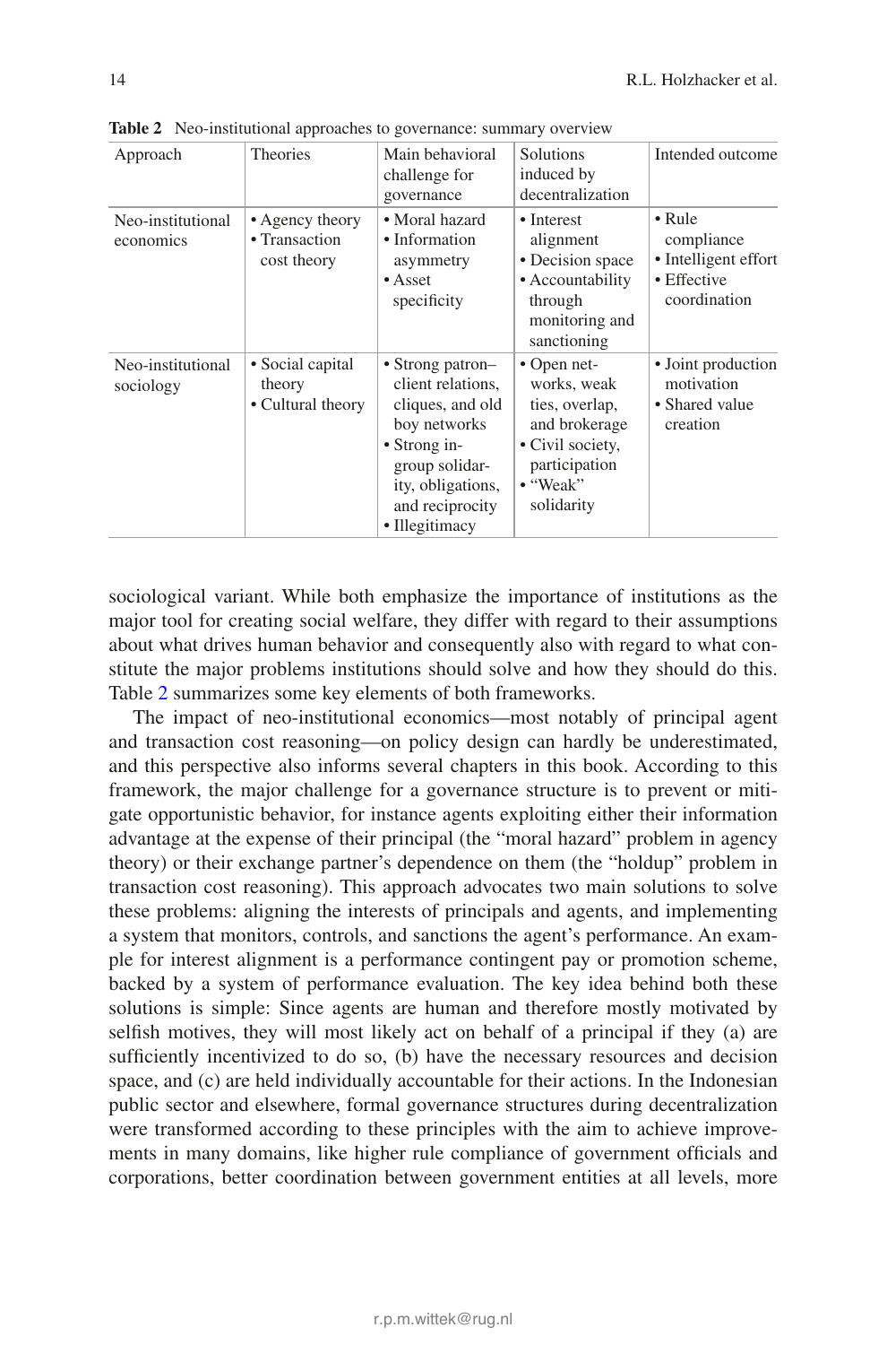**Table 2** Neo-institutional approaches to governance: summary overview

| Approach | Theories | Main behavioral challenge for governance | Solutions induced by decentralization | Intended outcome |
|---|---|---|---|---|
| Neo-institutional economics | • Agency theory<br>• Transaction cost theory | • Moral hazard<br>• Information asymmetry<br>• Asset specificity | • Interest alignment<br>• Decision space<br>• Accountability through monitoring and sanctioning | • Rule compliance<br>• Intelligent effort<br>• Effective coordination |
| Neo-institutional sociology | • Social capital theory<br>• Cultural theory | • Strong patron–client relations, cliques, and old boy networks<br>• Strong in-group solidarity, obligations, and reciprocity<br>• Illegitimacy | • Open networks, weak ties, overlap, and brokerage<br>• Civil society, participation<br>• "Weak" solidarity | • Joint production motivation<br>• Shared value creation |

sociological variant. While both emphasize the importance of institutions as the major tool for creating social welfare, they differ with regard to their assumptions about what drives human behavior and consequently also with regard to what constitute the major problems institutions should solve and how they should do this. Table 2 summarizes some key elements of both frameworks.

The impact of neo-institutional economics—most notably of principal agent and transaction cost reasoning—on policy design can hardly be underestimated, and this perspective also informs several chapters in this book. According to this framework, the major challenge for a governance structure is to prevent or mitigate opportunistic behavior, for instance agents exploiting either their information advantage at the expense of their principal (the "moral hazard" problem in agency theory) or their exchange partner's dependence on them (the "holdup" problem in transaction cost reasoning). This approach advocates two main solutions to solve these problems: aligning the interests of principals and agents, and implementing a system that monitors, controls, and sanctions the agent's performance. An example for interest alignment is a performance contingent pay or promotion scheme, backed by a system of performance evaluation. The key idea behind both these solutions is simple: Since agents are human and therefore mostly motivated by selfish motives, they will most likely act on behalf of a principal if they (a) are sufficiently incentivized to do so, (b) have the necessary resources and decision space, and (c) are held individually accountable for their actions. In the Indonesian public sector and elsewhere, formal governance structures during decentralization were transformed according to these principles with the aim to achieve improvements in many domains, like higher rule compliance of government officials and corporations, better coordination between government entities at all levels, more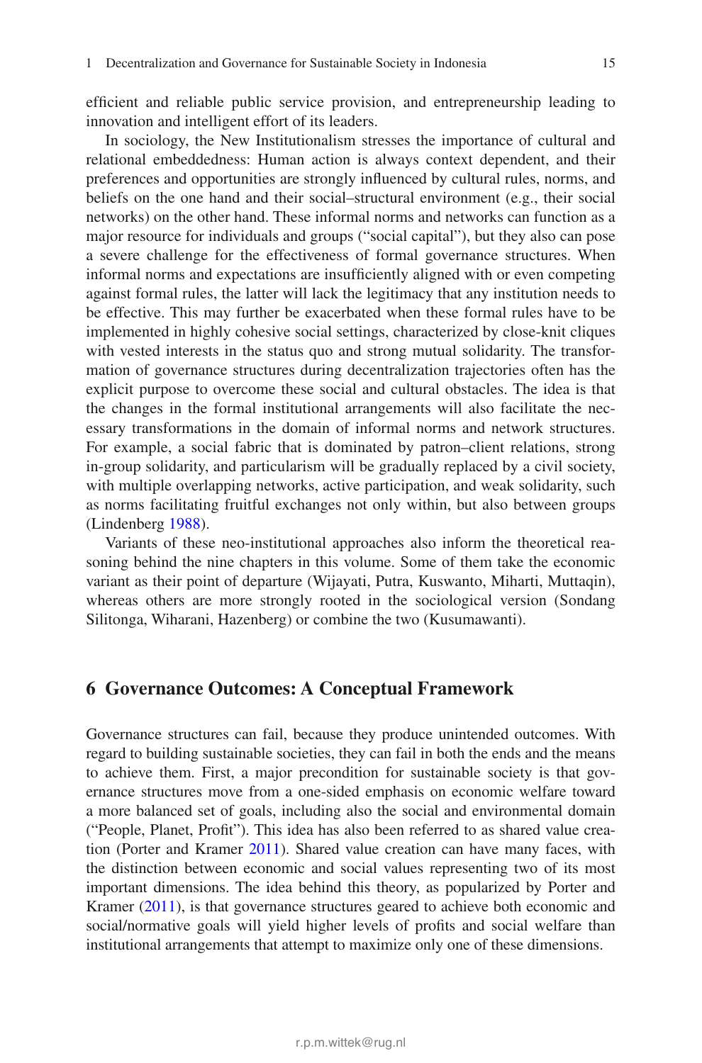efficient and reliable public service provision, and entrepreneurship leading to innovation and intelligent effort of its leaders.

In sociology, the New Institutionalism stresses the importance of cultural and relational embeddedness: Human action is always context dependent, and their preferences and opportunities are strongly influenced by cultural rules, norms, and beliefs on the one hand and their social–structural environment (e.g., their social networks) on the other hand. These informal norms and networks can function as a major resource for individuals and groups ("social capital"), but they also can pose a severe challenge for the effectiveness of formal governance structures. When informal norms and expectations are insufficiently aligned with or even competing against formal rules, the latter will lack the legitimacy that any institution needs to be effective. This may further be exacerbated when these formal rules have to be implemented in highly cohesive social settings, characterized by close-knit cliques with vested interests in the status quo and strong mutual solidarity. The transformation of governance structures during decentralization trajectories often has the explicit purpose to overcome these social and cultural obstacles. The idea is that the changes in the formal institutional arrangements will also facilitate the necessary transformations in the domain of informal norms and network structures. For example, a social fabric that is dominated by patron–client relations, strong in-group solidarity, and particularism will be gradually replaced by a civil society, with multiple overlapping networks, active participation, and weak solidarity, such as norms facilitating fruitful exchanges not only within, but also between groups (Lindenberg 1988).

Variants of these neo-institutional approaches also inform the theoretical reasoning behind the nine chapters in this volume. Some of them take the economic variant as their point of departure (Wijayati, Putra, Kuswanto, Miharti, Muttaqin), whereas others are more strongly rooted in the sociological version (Sondang Silitonga, Wiharani, Hazenberg) or combine the two (Kusumawanti).

## 6 Governance Outcomes: A Conceptual Framework

Governance structures can fail, because they produce unintended outcomes. With regard to building sustainable societies, they can fail in both the ends and the means to achieve them. First, a major precondition for sustainable society is that governance structures move from a one-sided emphasis on economic welfare toward a more balanced set of goals, including also the social and environmental domain ("People, Planet, Profit"). This idea has also been referred to as shared value creation (Porter and Kramer 2011). Shared value creation can have many faces, with the distinction between economic and social values representing two of its most important dimensions. The idea behind this theory, as popularized by Porter and Kramer (2011), is that governance structures geared to achieve both economic and social/normative goals will yield higher levels of profits and social welfare than institutional arrangements that attempt to maximize only one of these dimensions.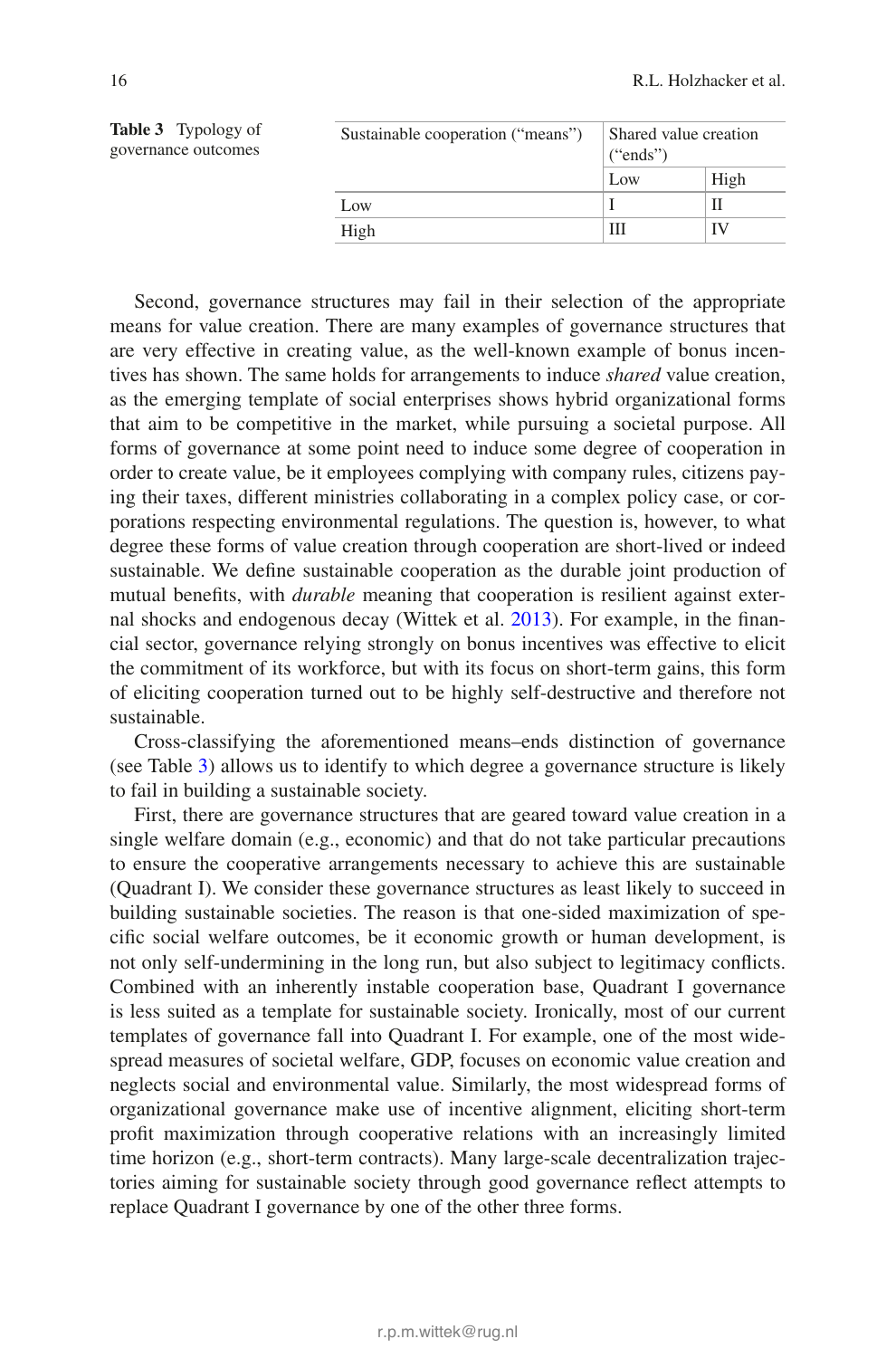**Table 3** Typology of governance outcomes

| Sustainable cooperation ("means") | Shared value creation ("ends") | |
|---|---|---|
| | Low | High |
| Low | I | II |
| High | III | IV |

Second, governance structures may fail in their selection of the appropriate means for value creation. There are many examples of governance structures that are very effective in creating value, as the well-known example of bonus incentives has shown. The same holds for arrangements to induce *shared* value creation, as the emerging template of social enterprises shows hybrid organizational forms that aim to be competitive in the market, while pursuing a societal purpose. All forms of governance at some point need to induce some degree of cooperation in order to create value, be it employees complying with company rules, citizens paying their taxes, different ministries collaborating in a complex policy case, or corporations respecting environmental regulations. The question is, however, to what degree these forms of value creation through cooperation are short-lived or indeed sustainable. We define sustainable cooperation as the durable joint production of mutual benefits, with *durable* meaning that cooperation is resilient against external shocks and endogenous decay (Wittek et al. 2013). For example, in the financial sector, governance relying strongly on bonus incentives was effective to elicit the commitment of its workforce, but with its focus on short-term gains, this form of eliciting cooperation turned out to be highly self-destructive and therefore not sustainable.

Cross-classifying the aforementioned means–ends distinction of governance (see Table 3) allows us to identify to which degree a governance structure is likely to fail in building a sustainable society.

First, there are governance structures that are geared toward value creation in a single welfare domain (e.g., economic) and that do not take particular precautions to ensure the cooperative arrangements necessary to achieve this are sustainable (Quadrant I). We consider these governance structures as least likely to succeed in building sustainable societies. The reason is that one-sided maximization of specific social welfare outcomes, be it economic growth or human development, is not only self-undermining in the long run, but also subject to legitimacy conflicts. Combined with an inherently instable cooperation base, Quadrant I governance is less suited as a template for sustainable society. Ironically, most of our current templates of governance fall into Quadrant I. For example, one of the most widespread measures of societal welfare, GDP, focuses on economic value creation and neglects social and environmental value. Similarly, the most widespread forms of organizational governance make use of incentive alignment, eliciting short-term profit maximization through cooperative relations with an increasingly limited time horizon (e.g., short-term contracts). Many large-scale decentralization trajectories aiming for sustainable society through good governance reflect attempts to replace Quadrant I governance by one of the other three forms.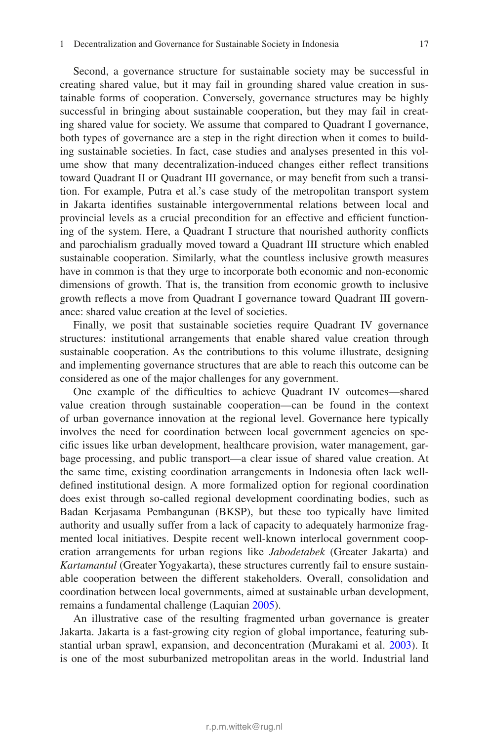Second, a governance structure for sustainable society may be successful in creating shared value, but it may fail in grounding shared value creation in sustainable forms of cooperation. Conversely, governance structures may be highly successful in bringing about sustainable cooperation, but they may fail in creating shared value for society. We assume that compared to Quadrant I governance, both types of governance are a step in the right direction when it comes to building sustainable societies. In fact, case studies and analyses presented in this volume show that many decentralization-induced changes either reflect transitions toward Quadrant II or Quadrant III governance, or may benefit from such a transition. For example, Putra et al.'s case study of the metropolitan transport system in Jakarta identifies sustainable intergovernmental relations between local and provincial levels as a crucial precondition for an effective and efficient functioning of the system. Here, a Quadrant I structure that nourished authority conflicts and parochialism gradually moved toward a Quadrant III structure which enabled sustainable cooperation. Similarly, what the countless inclusive growth measures have in common is that they urge to incorporate both economic and non-economic dimensions of growth. That is, the transition from economic growth to inclusive growth reflects a move from Quadrant I governance toward Quadrant III governance: shared value creation at the level of societies.

Finally, we posit that sustainable societies require Quadrant IV governance structures: institutional arrangements that enable shared value creation through sustainable cooperation. As the contributions to this volume illustrate, designing and implementing governance structures that are able to reach this outcome can be considered as one of the major challenges for any government.

One example of the difficulties to achieve Quadrant IV outcomes—shared value creation through sustainable cooperation—can be found in the context of urban governance innovation at the regional level. Governance here typically involves the need for coordination between local government agencies on specific issues like urban development, healthcare provision, water management, garbage processing, and public transport—a clear issue of shared value creation. At the same time, existing coordination arrangements in Indonesia often lack well-defined institutional design. A more formalized option for regional coordination does exist through so-called regional development coordinating bodies, such as Badan Kerjasama Pembangunan (BKSP), but these too typically have limited authority and usually suffer from a lack of capacity to adequately harmonize fragmented local initiatives. Despite recent well-known interlocal government cooperation arrangements for urban regions like *Jabodetabek* (Greater Jakarta) and *Kartamantul* (Greater Yogyakarta), these structures currently fail to ensure sustainable cooperation between the different stakeholders. Overall, consolidation and coordination between local governments, aimed at sustainable urban development, remains a fundamental challenge (Laquian 2005).

An illustrative case of the resulting fragmented urban governance is greater Jakarta. Jakarta is a fast-growing city region of global importance, featuring substantial urban sprawl, expansion, and deconcentration (Murakami et al. 2003). It is one of the most suburbanized metropolitan areas in the world. Industrial land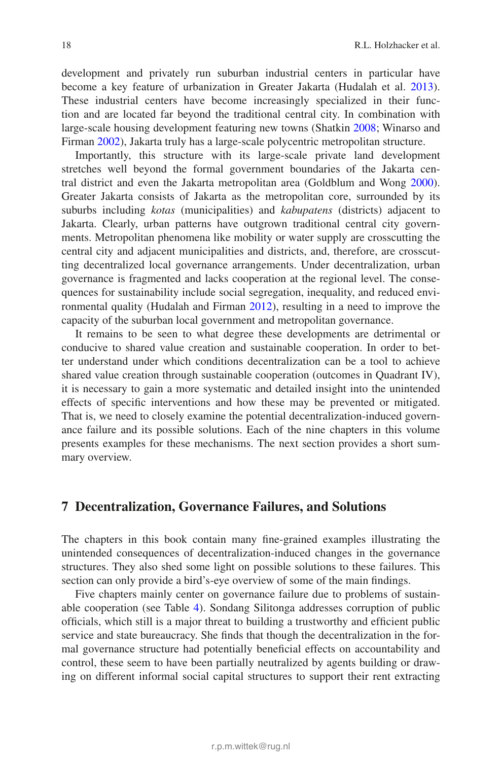development and privately run suburban industrial centers in particular have become a key feature of urbanization in Greater Jakarta (Hudalah et al. 2013). These industrial centers have become increasingly specialized in their function and are located far beyond the traditional central city. In combination with large-scale housing development featuring new towns (Shatkin 2008; Winarso and Firman 2002), Jakarta truly has a large-scale polycentric metropolitan structure.

Importantly, this structure with its large-scale private land development stretches well beyond the formal government boundaries of the Jakarta central district and even the Jakarta metropolitan area (Goldblum and Wong 2000). Greater Jakarta consists of Jakarta as the metropolitan core, surrounded by its suburbs including *kotas* (municipalities) and *kabupatens* (districts) adjacent to Jakarta. Clearly, urban patterns have outgrown traditional central city governments. Metropolitan phenomena like mobility or water supply are crosscutting the central city and adjacent municipalities and districts, and, therefore, are crosscutting decentralized local governance arrangements. Under decentralization, urban governance is fragmented and lacks cooperation at the regional level. The consequences for sustainability include social segregation, inequality, and reduced environmental quality (Hudalah and Firman 2012), resulting in a need to improve the capacity of the suburban local government and metropolitan governance.

It remains to be seen to what degree these developments are detrimental or conducive to shared value creation and sustainable cooperation. In order to better understand under which conditions decentralization can be a tool to achieve shared value creation through sustainable cooperation (outcomes in Quadrant IV), it is necessary to gain a more systematic and detailed insight into the unintended effects of specific interventions and how these may be prevented or mitigated. That is, we need to closely examine the potential decentralization-induced governance failure and its possible solutions. Each of the nine chapters in this volume presents examples for these mechanisms. The next section provides a short summary overview.

## 7 Decentralization, Governance Failures, and Solutions

The chapters in this book contain many fine-grained examples illustrating the unintended consequences of decentralization-induced changes in the governance structures. They also shed some light on possible solutions to these failures. This section can only provide a bird's-eye overview of some of the main findings.

Five chapters mainly center on governance failure due to problems of sustainable cooperation (see Table 4). Sondang Silitonga addresses corruption of public officials, which still is a major threat to building a trustworthy and efficient public service and state bureaucracy. She finds that though the decentralization in the formal governance structure had potentially beneficial effects on accountability and control, these seem to have been partially neutralized by agents building or drawing on different informal social capital structures to support their rent extracting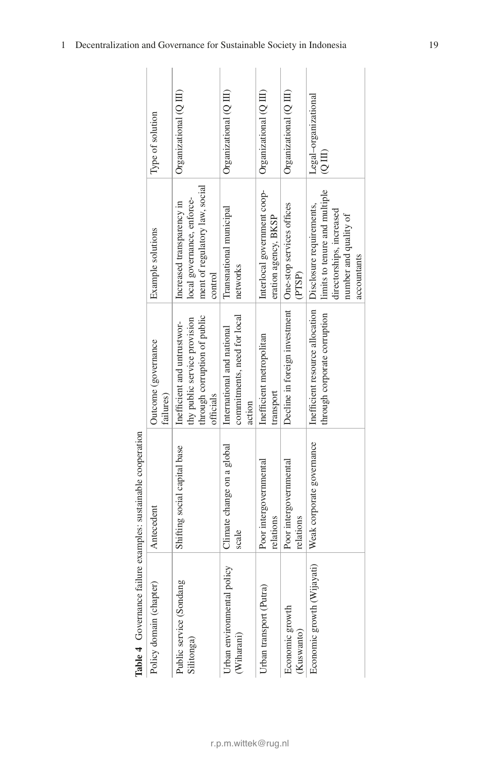**Table 4** Governance failure examples: sustainable cooperation

| Policy domain (chapter) | Antecedent | Outcome (governance failures) | Example solutions | Type of solution |
|---|---|---|---|---|
| Public service (Sondang Silitonga) | Shifting social capital base | Inefficient and untrustworthy public service provision through corruption of public officials | Increased transparency in local governance, enforcement of regulatory law, social control | Organizational (Q III) |
| Urban environmental policy (Wiharani) | Climate change on a global scale | International and national commitments, need for local action | Transnational municipal networks | Organizational (Q III) |
| Urban transport (Putra) | Poor intergovernmental relations | Inefficient metropolitan transport | Interlocal government cooperation agency, BKSP | Organizational (Q III) |
| Economic growth (Kuswanto) | Poor intergovernmental relations | Decline in foreign investment | One-stop services offices (PTSP) | Organizational (Q III) |
| Economic growth (Wijayati) | Weak corporate governance | Inefficient resource allocation through corporate corruption | Disclosure requirements, limits to tenure and multiple directorships, increased number and quality of accountants | Legal–organizational (Q III) |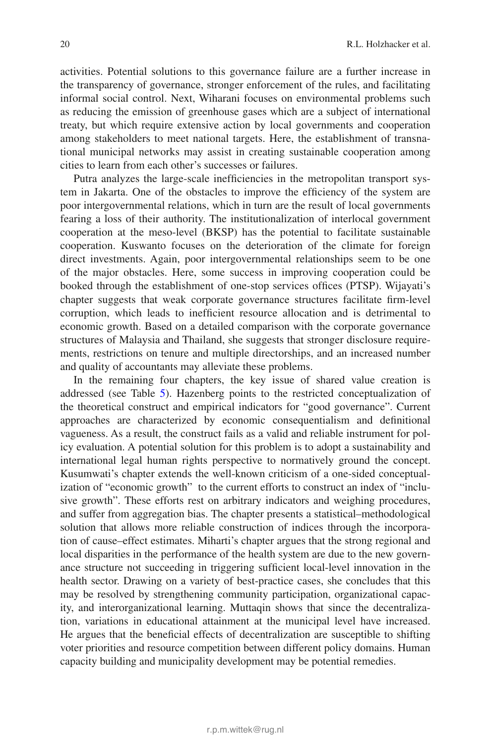activities. Potential solutions to this governance failure are a further increase in the transparency of governance, stronger enforcement of the rules, and facilitating informal social control. Next, Wiharani focuses on environmental problems such as reducing the emission of greenhouse gases which are a subject of international treaty, but which require extensive action by local governments and cooperation among stakeholders to meet national targets. Here, the establishment of transnational municipal networks may assist in creating sustainable cooperation among cities to learn from each other's successes or failures.

Putra analyzes the large-scale inefficiencies in the metropolitan transport system in Jakarta. One of the obstacles to improve the efficiency of the system are poor intergovernmental relations, which in turn are the result of local governments fearing a loss of their authority. The institutionalization of interlocal government cooperation at the meso-level (BKSP) has the potential to facilitate sustainable cooperation. Kuswanto focuses on the deterioration of the climate for foreign direct investments. Again, poor intergovernmental relationships seem to be one of the major obstacles. Here, some success in improving cooperation could be booked through the establishment of one-stop services offices (PTSP). Wijayati's chapter suggests that weak corporate governance structures facilitate firm-level corruption, which leads to inefficient resource allocation and is detrimental to economic growth. Based on a detailed comparison with the corporate governance structures of Malaysia and Thailand, she suggests that stronger disclosure requirements, restrictions on tenure and multiple directorships, and an increased number and quality of accountants may alleviate these problems.

In the remaining four chapters, the key issue of shared value creation is addressed (see Table 5). Hazenberg points to the restricted conceptualization of the theoretical construct and empirical indicators for "good governance". Current approaches are characterized by economic consequentialism and definitional vagueness. As a result, the construct fails as a valid and reliable instrument for policy evaluation. A potential solution for this problem is to adopt a sustainability and international legal human rights perspective to normatively ground the concept. Kusumwati's chapter extends the well-known criticism of a one-sided conceptualization of "economic growth" to the current efforts to construct an index of "inclusive growth". These efforts rest on arbitrary indicators and weighing procedures, and suffer from aggregation bias. The chapter presents a statistical–methodological solution that allows more reliable construction of indices through the incorporation of cause–effect estimates. Miharti's chapter argues that the strong regional and local disparities in the performance of the health system are due to the new governance structure not succeeding in triggering sufficient local-level innovation in the health sector. Drawing on a variety of best-practice cases, she concludes that this may be resolved by strengthening community participation, organizational capacity, and interorganizational learning. Muttaqin shows that since the decentralization, variations in educational attainment at the municipal level have increased. He argues that the beneficial effects of decentralization are susceptible to shifting voter priorities and resource competition between different policy domains. Human capacity building and municipality development may be potential remedies.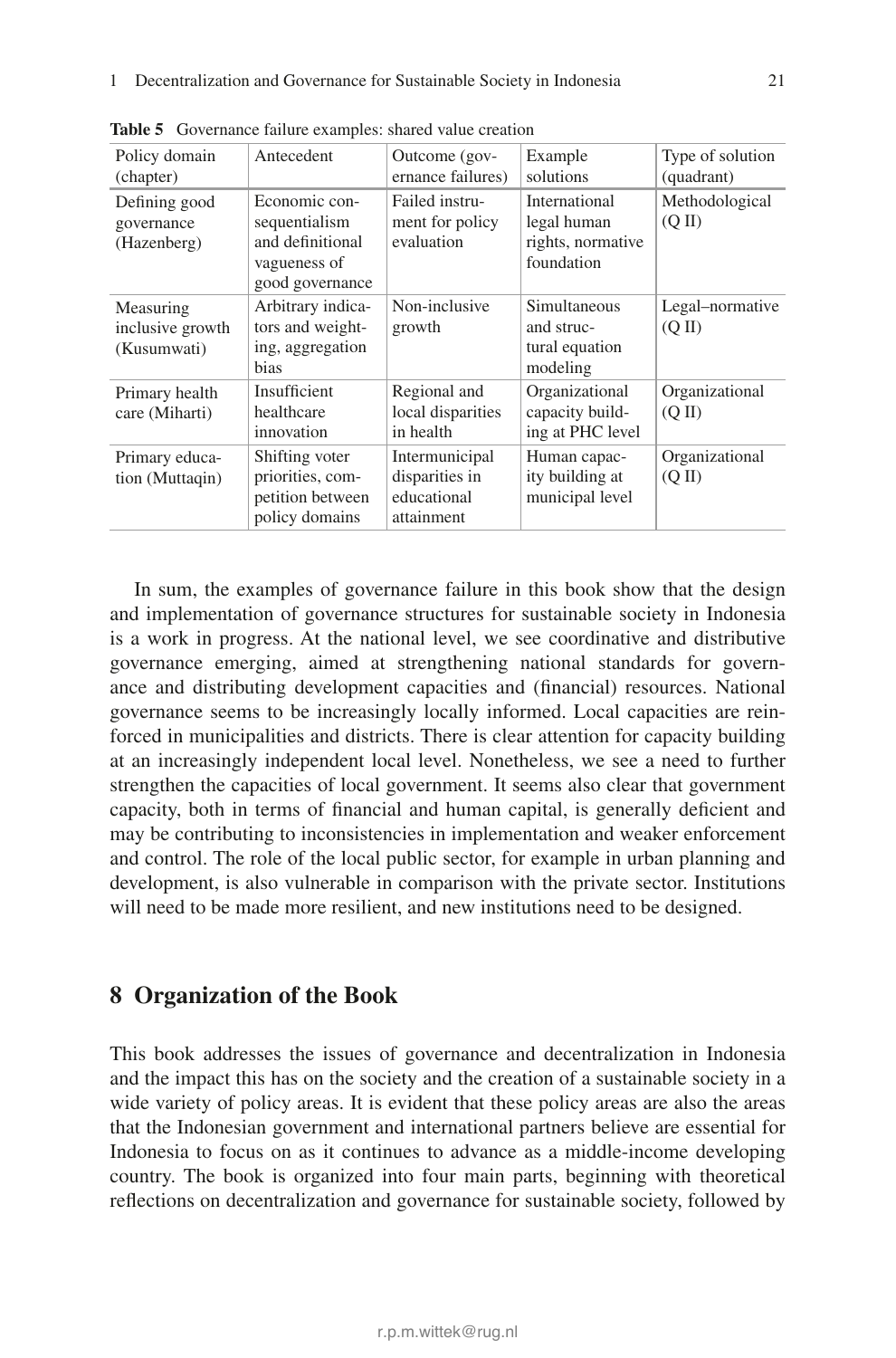**Table 5** Governance failure examples: shared value creation

| Policy domain (chapter) | Antecedent | Outcome (governance failures) | Example solutions | Type of solution (quadrant) |
|---|---|---|---|---|
| Defining good governance (Hazenberg) | Economic consequentialism and definitional vagueness of good governance | Failed instrument for policy evaluation | International legal human rights, normative foundation | Methodological (Q II) |
| Measuring inclusive growth (Kusumwati) | Arbitrary indicators and weighting, aggregation bias | Non-inclusive growth | Simultaneous and structural equation modeling | Legal–normative (Q II) |
| Primary health care (Miharti) | Insufficient healthcare innovation | Regional and local disparities in health | Organizational capacity building at PHC level | Organizational (Q II) |
| Primary education (Muttaqin) | Shifting voter priorities, competition between policy domains | Intermunicipal disparities in educational attainment | Human capacity building at municipal level | Organizational (Q II) |

In sum, the examples of governance failure in this book show that the design and implementation of governance structures for sustainable society in Indonesia is a work in progress. At the national level, we see coordinative and distributive governance emerging, aimed at strengthening national standards for governance and distributing development capacities and (financial) resources. National governance seems to be increasingly locally informed. Local capacities are reinforced in municipalities and districts. There is clear attention for capacity building at an increasingly independent local level. Nonetheless, we see a need to further strengthen the capacities of local government. It seems also clear that government capacity, both in terms of financial and human capital, is generally deficient and may be contributing to inconsistencies in implementation and weaker enforcement and control. The role of the local public sector, for example in urban planning and development, is also vulnerable in comparison with the private sector. Institutions will need to be made more resilient, and new institutions need to be designed.

## 8 Organization of the Book

This book addresses the issues of governance and decentralization in Indonesia and the impact this has on the society and the creation of a sustainable society in a wide variety of policy areas. It is evident that these policy areas are also the areas that the Indonesian government and international partners believe are essential for Indonesia to focus on as it continues to advance as a middle-income developing country. The book is organized into four main parts, beginning with theoretical reflections on decentralization and governance for sustainable society, followed by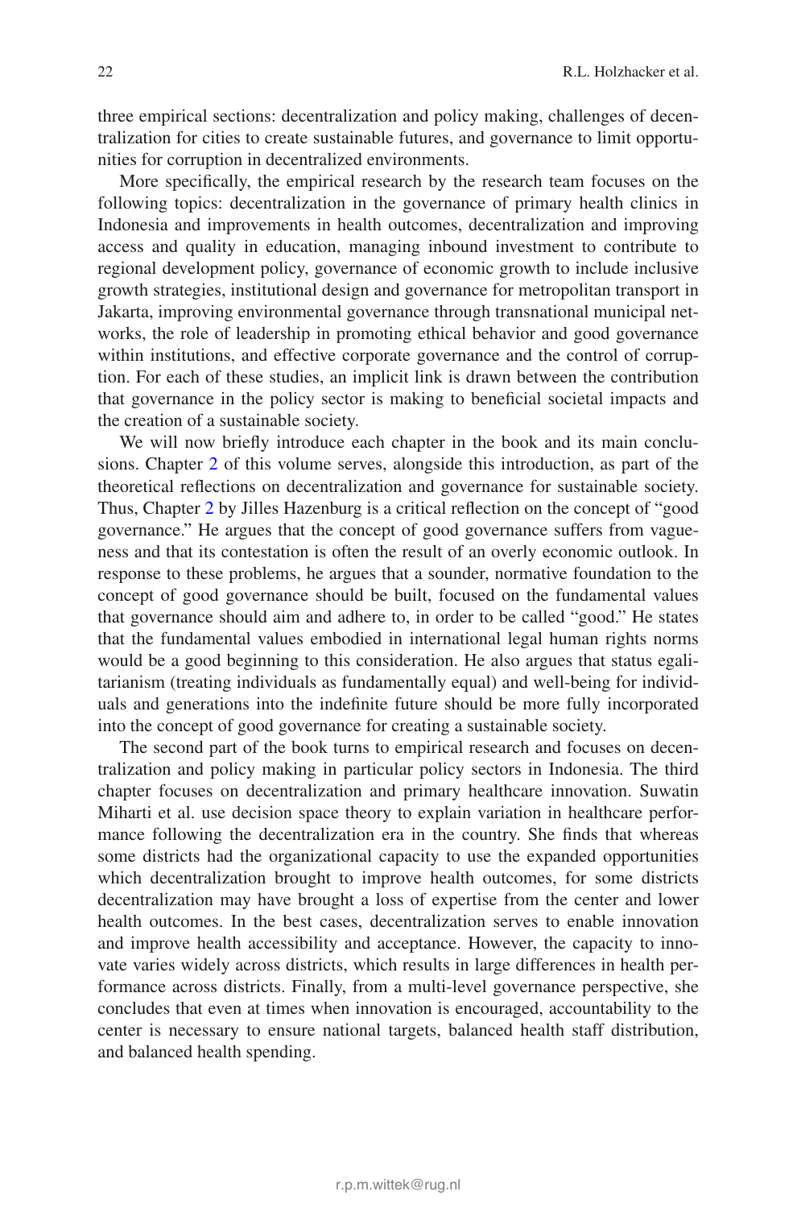three empirical sections: decentralization and policy making, challenges of decentralization for cities to create sustainable futures, and governance to limit opportunities for corruption in decentralized environments.

More specifically, the empirical research by the research team focuses on the following topics: decentralization in the governance of primary health clinics in Indonesia and improvements in health outcomes, decentralization and improving access and quality in education, managing inbound investment to contribute to regional development policy, governance of economic growth to include inclusive growth strategies, institutional design and governance for metropolitan transport in Jakarta, improving environmental governance through transnational municipal networks, the role of leadership in promoting ethical behavior and good governance within institutions, and effective corporate governance and the control of corruption. For each of these studies, an implicit link is drawn between the contribution that governance in the policy sector is making to beneficial societal impacts and the creation of a sustainable society.

We will now briefly introduce each chapter in the book and its main conclusions. Chapter 2 of this volume serves, alongside this introduction, as part of the theoretical reflections on decentralization and governance for sustainable society. Thus, Chapter 2 by Jilles Hazenburg is a critical reflection on the concept of "good governance." He argues that the concept of good governance suffers from vagueness and that its contestation is often the result of an overly economic outlook. In response to these problems, he argues that a sounder, normative foundation to the concept of good governance should be built, focused on the fundamental values that governance should aim and adhere to, in order to be called "good." He states that the fundamental values embodied in international legal human rights norms would be a good beginning to this consideration. He also argues that status egalitarianism (treating individuals as fundamentally equal) and well-being for individuals and generations into the indefinite future should be more fully incorporated into the concept of good governance for creating a sustainable society.

The second part of the book turns to empirical research and focuses on decentralization and policy making in particular policy sectors in Indonesia. The third chapter focuses on decentralization and primary healthcare innovation. Suwatin Miharti et al. use decision space theory to explain variation in healthcare performance following the decentralization era in the country. She finds that whereas some districts had the organizational capacity to use the expanded opportunities which decentralization brought to improve health outcomes, for some districts decentralization may have brought a loss of expertise from the center and lower health outcomes. In the best cases, decentralization serves to enable innovation and improve health accessibility and acceptance. However, the capacity to innovate varies widely across districts, which results in large differences in health performance across districts. Finally, from a multi-level governance perspective, she concludes that even at times when innovation is encouraged, accountability to the center is necessary to ensure national targets, balanced health staff distribution, and balanced health spending.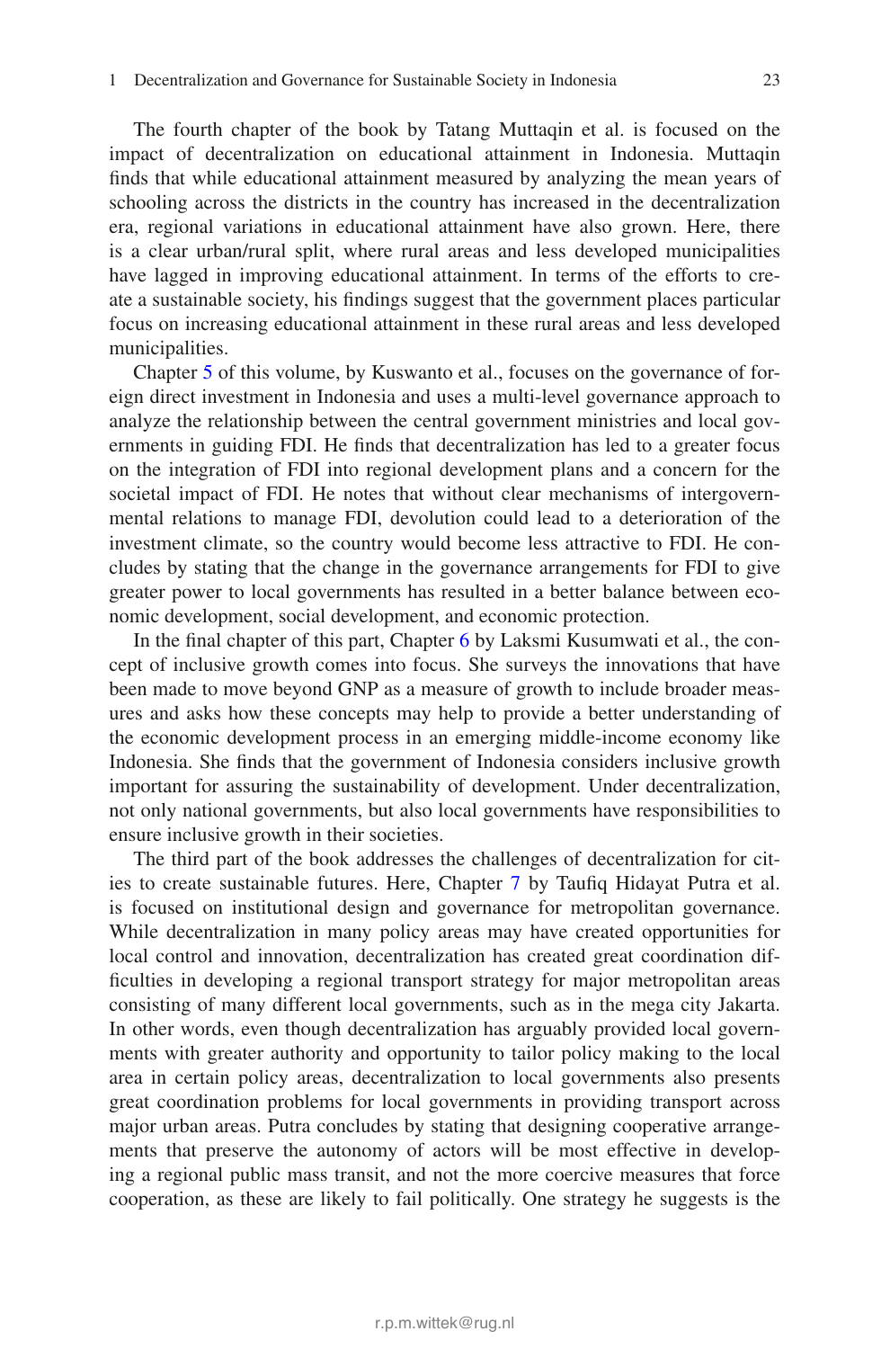The fourth chapter of the book by Tatang Muttaqin et al. is focused on the impact of decentralization on educational attainment in Indonesia. Muttaqin finds that while educational attainment measured by analyzing the mean years of schooling across the districts in the country has increased in the decentralization era, regional variations in educational attainment have also grown. Here, there is a clear urban/rural split, where rural areas and less developed municipalities have lagged in improving educational attainment. In terms of the efforts to create a sustainable society, his findings suggest that the government places particular focus on increasing educational attainment in these rural areas and less developed municipalities.

Chapter 5 of this volume, by Kuswanto et al., focuses on the governance of foreign direct investment in Indonesia and uses a multi-level governance approach to analyze the relationship between the central government ministries and local governments in guiding FDI. He finds that decentralization has led to a greater focus on the integration of FDI into regional development plans and a concern for the societal impact of FDI. He notes that without clear mechanisms of intergovernmental relations to manage FDI, devolution could lead to a deterioration of the investment climate, so the country would become less attractive to FDI. He concludes by stating that the change in the governance arrangements for FDI to give greater power to local governments has resulted in a better balance between economic development, social development, and economic protection.

In the final chapter of this part, Chapter 6 by Laksmi Kusumwati et al., the concept of inclusive growth comes into focus. She surveys the innovations that have been made to move beyond GNP as a measure of growth to include broader measures and asks how these concepts may help to provide a better understanding of the economic development process in an emerging middle-income economy like Indonesia. She finds that the government of Indonesia considers inclusive growth important for assuring the sustainability of development. Under decentralization, not only national governments, but also local governments have responsibilities to ensure inclusive growth in their societies.

The third part of the book addresses the challenges of decentralization for cities to create sustainable futures. Here, Chapter 7 by Taufiq Hidayat Putra et al. is focused on institutional design and governance for metropolitan governance. While decentralization in many policy areas may have created opportunities for local control and innovation, decentralization has created great coordination difficulties in developing a regional transport strategy for major metropolitan areas consisting of many different local governments, such as in the mega city Jakarta. In other words, even though decentralization has arguably provided local governments with greater authority and opportunity to tailor policy making to the local area in certain policy areas, decentralization to local governments also presents great coordination problems for local governments in providing transport across major urban areas. Putra concludes by stating that designing cooperative arrangements that preserve the autonomy of actors will be most effective in developing a regional public mass transit, and not the more coercive measures that force cooperation, as these are likely to fail politically. One strategy he suggests is the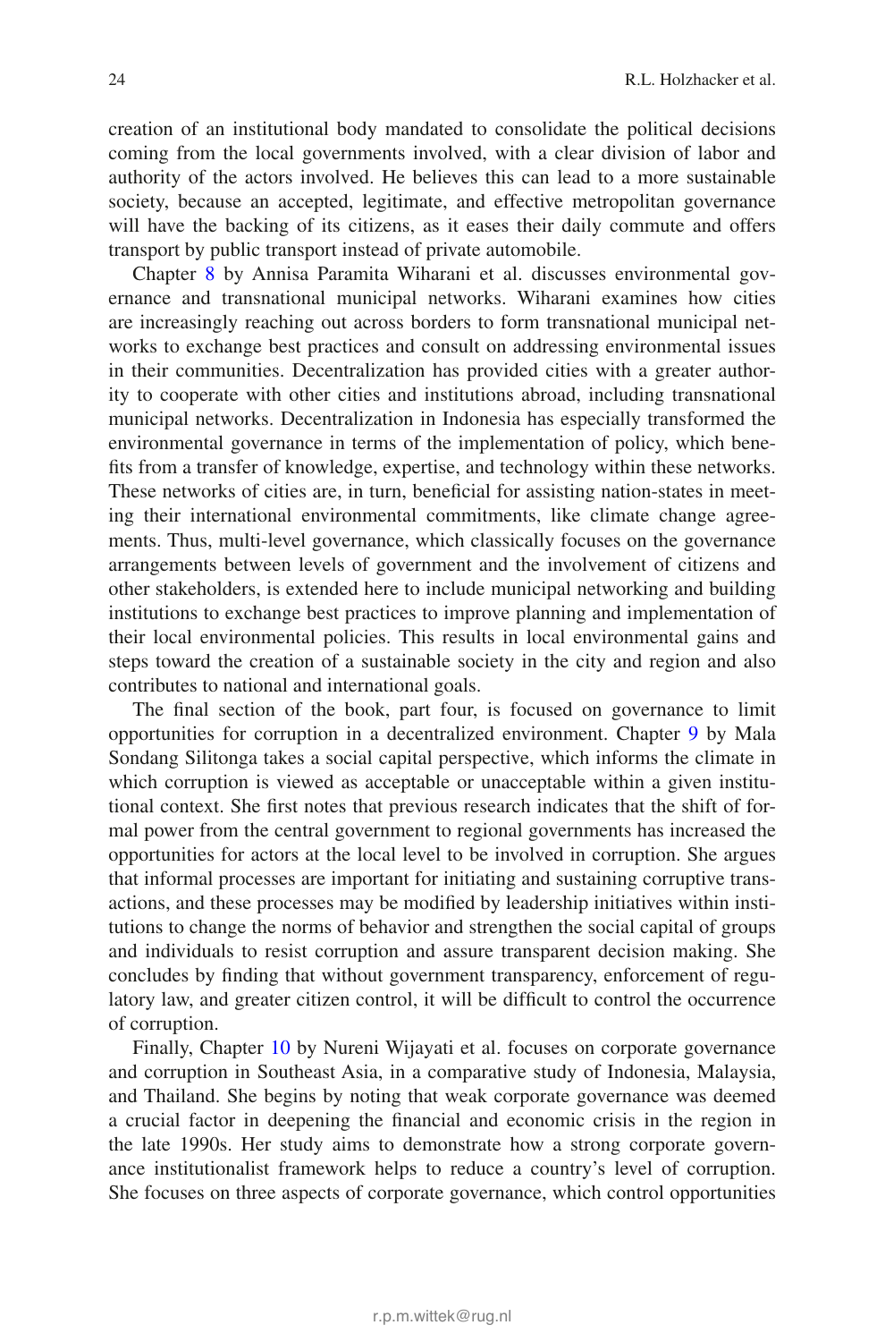creation of an institutional body mandated to consolidate the political decisions coming from the local governments involved, with a clear division of labor and authority of the actors involved. He believes this can lead to a more sustainable society, because an accepted, legitimate, and effective metropolitan governance will have the backing of its citizens, as it eases their daily commute and offers transport by public transport instead of private automobile.

Chapter 8 by Annisa Paramita Wiharani et al. discusses environmental governance and transnational municipal networks. Wiharani examines how cities are increasingly reaching out across borders to form transnational municipal networks to exchange best practices and consult on addressing environmental issues in their communities. Decentralization has provided cities with a greater authority to cooperate with other cities and institutions abroad, including transnational municipal networks. Decentralization in Indonesia has especially transformed the environmental governance in terms of the implementation of policy, which benefits from a transfer of knowledge, expertise, and technology within these networks. These networks of cities are, in turn, beneficial for assisting nation-states in meeting their international environmental commitments, like climate change agreements. Thus, multi-level governance, which classically focuses on the governance arrangements between levels of government and the involvement of citizens and other stakeholders, is extended here to include municipal networking and building institutions to exchange best practices to improve planning and implementation of their local environmental policies. This results in local environmental gains and steps toward the creation of a sustainable society in the city and region and also contributes to national and international goals.

The final section of the book, part four, is focused on governance to limit opportunities for corruption in a decentralized environment. Chapter 9 by Mala Sondang Silitonga takes a social capital perspective, which informs the climate in which corruption is viewed as acceptable or unacceptable within a given institutional context. She first notes that previous research indicates that the shift of formal power from the central government to regional governments has increased the opportunities for actors at the local level to be involved in corruption. She argues that informal processes are important for initiating and sustaining corruptive transactions, and these processes may be modified by leadership initiatives within institutions to change the norms of behavior and strengthen the social capital of groups and individuals to resist corruption and assure transparent decision making. She concludes by finding that without government transparency, enforcement of regulatory law, and greater citizen control, it will be difficult to control the occurrence of corruption.

Finally, Chapter 10 by Nureni Wijayati et al. focuses on corporate governance and corruption in Southeast Asia, in a comparative study of Indonesia, Malaysia, and Thailand. She begins by noting that weak corporate governance was deemed a crucial factor in deepening the financial and economic crisis in the region in the late 1990s. Her study aims to demonstrate how a strong corporate governance institutionalist framework helps to reduce a country's level of corruption. She focuses on three aspects of corporate governance, which control opportunities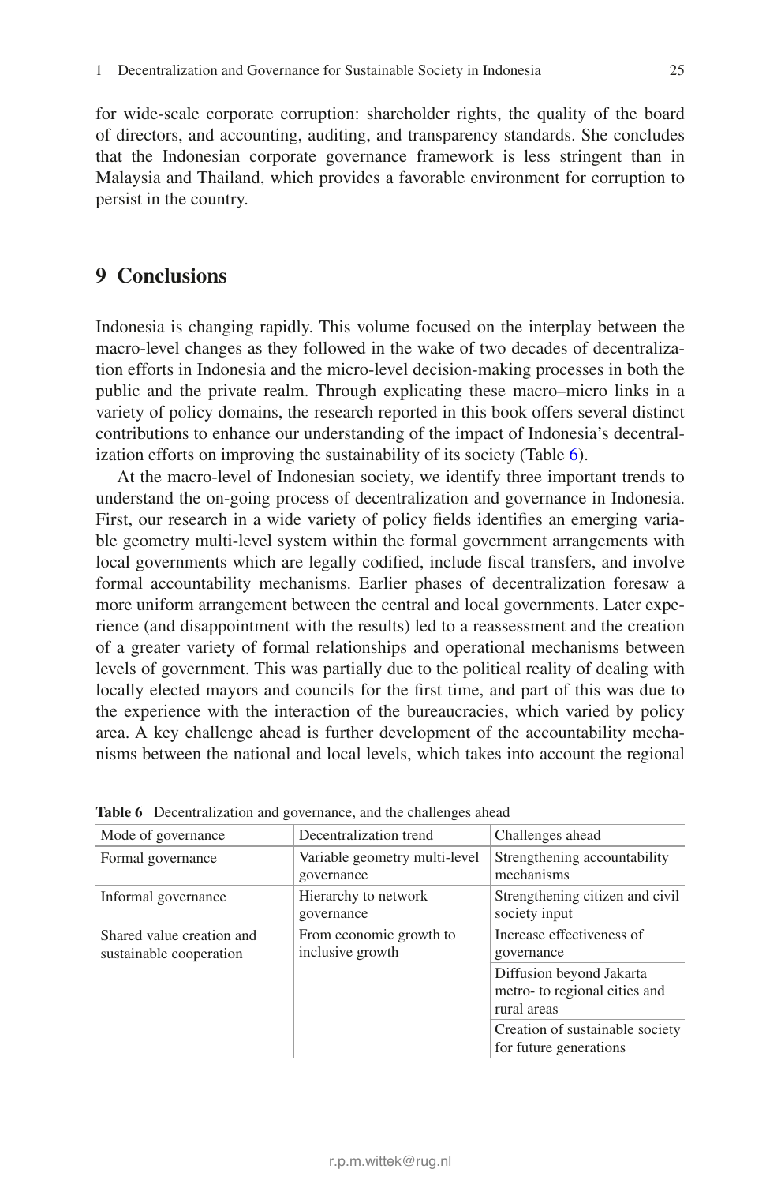for wide-scale corporate corruption: shareholder rights, the quality of the board of directors, and accounting, auditing, and transparency standards. She concludes that the Indonesian corporate governance framework is less stringent than in Malaysia and Thailand, which provides a favorable environment for corruption to persist in the country.

## 9 Conclusions

Indonesia is changing rapidly. This volume focused on the interplay between the macro-level changes as they followed in the wake of two decades of decentralization efforts in Indonesia and the micro-level decision-making processes in both the public and the private realm. Through explicating these macro–micro links in a variety of policy domains, the research reported in this book offers several distinct contributions to enhance our understanding of the impact of Indonesia's decentralization efforts on improving the sustainability of its society (Table 6).

At the macro-level of Indonesian society, we identify three important trends to understand the on-going process of decentralization and governance in Indonesia. First, our research in a wide variety of policy fields identifies an emerging variable geometry multi-level system within the formal government arrangements with local governments which are legally codified, include fiscal transfers, and involve formal accountability mechanisms. Earlier phases of decentralization foresaw a more uniform arrangement between the central and local governments. Later experience (and disappointment with the results) led to a reassessment and the creation of a greater variety of formal relationships and operational mechanisms between levels of government. This was partially due to the political reality of dealing with locally elected mayors and councils for the first time, and part of this was due to the experience with the interaction of the bureaucracies, which varied by policy area. A key challenge ahead is further development of the accountability mechanisms between the national and local levels, which takes into account the regional

**Table 6** Decentralization and governance, and the challenges ahead

| Mode of governance | Decentralization trend | Challenges ahead |
|---|---|---|
| Formal governance | Variable geometry multi-level governance | Strengthening accountability mechanisms |
| Informal governance | Hierarchy to network governance | Strengthening citizen and civil society input |
| Shared value creation and sustainable cooperation | From economic growth to inclusive growth | Increase effectiveness of governance |
| | | Diffusion beyond Jakarta metro- to regional cities and rural areas |
| | | Creation of sustainable society for future generations |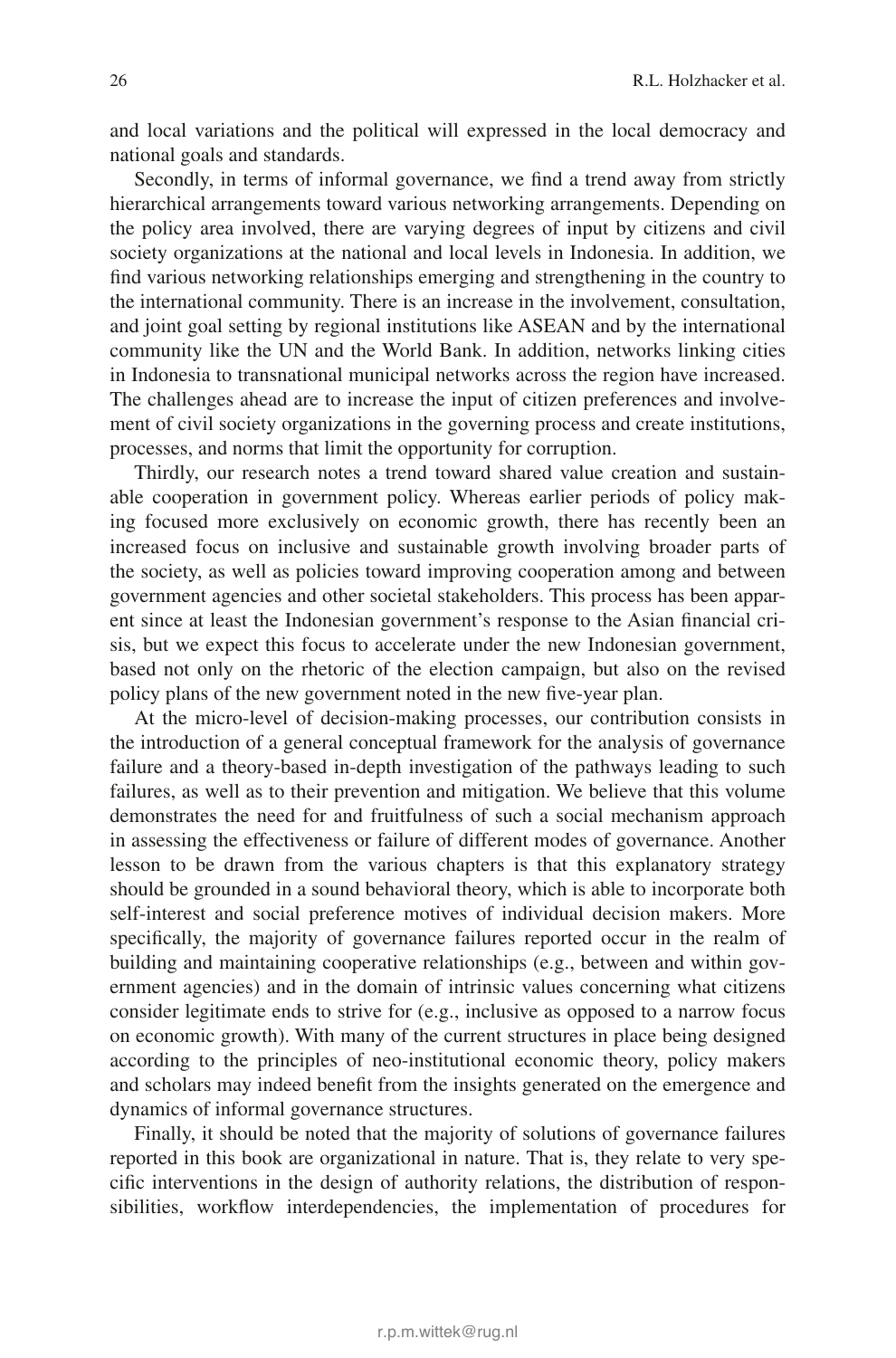and local variations and the political will expressed in the local democracy and national goals and standards.

Secondly, in terms of informal governance, we find a trend away from strictly hierarchical arrangements toward various networking arrangements. Depending on the policy area involved, there are varying degrees of input by citizens and civil society organizations at the national and local levels in Indonesia. In addition, we find various networking relationships emerging and strengthening in the country to the international community. There is an increase in the involvement, consultation, and joint goal setting by regional institutions like ASEAN and by the international community like the UN and the World Bank. In addition, networks linking cities in Indonesia to transnational municipal networks across the region have increased. The challenges ahead are to increase the input of citizen preferences and involvement of civil society organizations in the governing process and create institutions, processes, and norms that limit the opportunity for corruption.

Thirdly, our research notes a trend toward shared value creation and sustainable cooperation in government policy. Whereas earlier periods of policy making focused more exclusively on economic growth, there has recently been an increased focus on inclusive and sustainable growth involving broader parts of the society, as well as policies toward improving cooperation among and between government agencies and other societal stakeholders. This process has been apparent since at least the Indonesian government's response to the Asian financial crisis, but we expect this focus to accelerate under the new Indonesian government, based not only on the rhetoric of the election campaign, but also on the revised policy plans of the new government noted in the new five-year plan.

At the micro-level of decision-making processes, our contribution consists in the introduction of a general conceptual framework for the analysis of governance failure and a theory-based in-depth investigation of the pathways leading to such failures, as well as to their prevention and mitigation. We believe that this volume demonstrates the need for and fruitfulness of such a social mechanism approach in assessing the effectiveness or failure of different modes of governance. Another lesson to be drawn from the various chapters is that this explanatory strategy should be grounded in a sound behavioral theory, which is able to incorporate both self-interest and social preference motives of individual decision makers. More specifically, the majority of governance failures reported occur in the realm of building and maintaining cooperative relationships (e.g., between and within government agencies) and in the domain of intrinsic values concerning what citizens consider legitimate ends to strive for (e.g., inclusive as opposed to a narrow focus on economic growth). With many of the current structures in place being designed according to the principles of neo-institutional economic theory, policy makers and scholars may indeed benefit from the insights generated on the emergence and dynamics of informal governance structures.

Finally, it should be noted that the majority of solutions of governance failures reported in this book are organizational in nature. That is, they relate to very specific interventions in the design of authority relations, the distribution of responsibilities, workflow interdependencies, the implementation of procedures for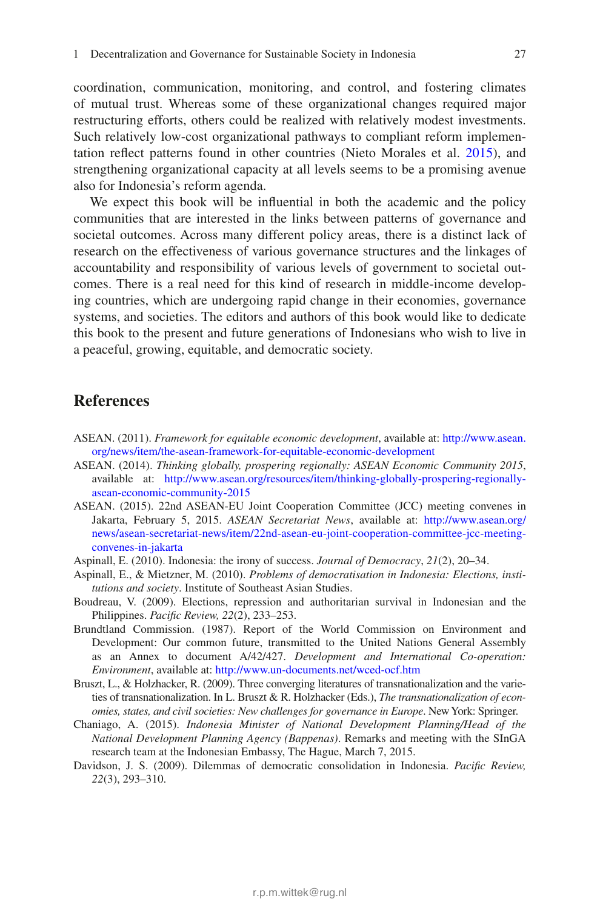coordination, communication, monitoring, and control, and fostering climates of mutual trust. Whereas some of these organizational changes required major restructuring efforts, others could be realized with relatively modest investments. Such relatively low-cost organizational pathways to compliant reform implementation reflect patterns found in other countries (Nieto Morales et al. 2015), and strengthening organizational capacity at all levels seems to be a promising avenue also for Indonesia's reform agenda.

We expect this book will be influential in both the academic and the policy communities that are interested in the links between patterns of governance and societal outcomes. Across many different policy areas, there is a distinct lack of research on the effectiveness of various governance structures and the linkages of accountability and responsibility of various levels of government to societal outcomes. There is a real need for this kind of research in middle-income developing countries, which are undergoing rapid change in their economies, governance systems, and societies. The editors and authors of this book would like to dedicate this book to the present and future generations of Indonesians who wish to live in a peaceful, growing, equitable, and democratic society.

## References

ASEAN. (2011). *Framework for equitable economic development*, available at: http://www.asean.org/news/item/the-asean-framework-for-equitable-economic-development

ASEAN. (2014). *Thinking globally, prospering regionally: ASEAN Economic Community 2015*, available at: http://www.asean.org/resources/item/thinking-globally-prospering-regionally-asean-economic-community-2015

ASEAN. (2015). 22nd ASEAN-EU Joint Cooperation Committee (JCC) meeting convenes in Jakarta, February 5, 2015. *ASEAN Secretariat News*, available at: http://www.asean.org/news/asean-secretariat-news/item/22nd-asean-eu-joint-cooperation-committee-jcc-meeting-convenes-in-jakarta

Aspinall, E. (2010). Indonesia: the irony of success. *Journal of Democracy*, *21*(2), 20–34.

Aspinall, E., & Mietzner, M. (2010). *Problems of democratisation in Indonesia: Elections, institutions and society*. Institute of Southeast Asian Studies.

Boudreau, V. (2009). Elections, repression and authoritarian survival in Indonesian and the Philippines. *Pacific Review, 22*(2), 233–253.

Brundtland Commission. (1987). Report of the World Commission on Environment and Development: Our common future, transmitted to the United Nations General Assembly as an Annex to document A/42/427. *Development and International Co-operation: Environment*, available at: http://www.un-documents.net/wced-ocf.htm

Bruszt, L., & Holzhacker, R. (2009). Three converging literatures of transnationalization and the varieties of transnationalization. In L. Bruszt & R. Holzhacker (Eds.), *The transnationalization of economies, states, and civil societies: New challenges for governance in Europe*. New York: Springer.

Chaniago, A. (2015). *Indonesia Minister of National Development Planning/Head of the National Development Planning Agency (Bappenas)*. Remarks and meeting with the SInGA research team at the Indonesian Embassy, The Hague, March 7, 2015.

Davidson, J. S. (2009). Dilemmas of democratic consolidation in Indonesia. *Pacific Review, 22*(3), 293–310.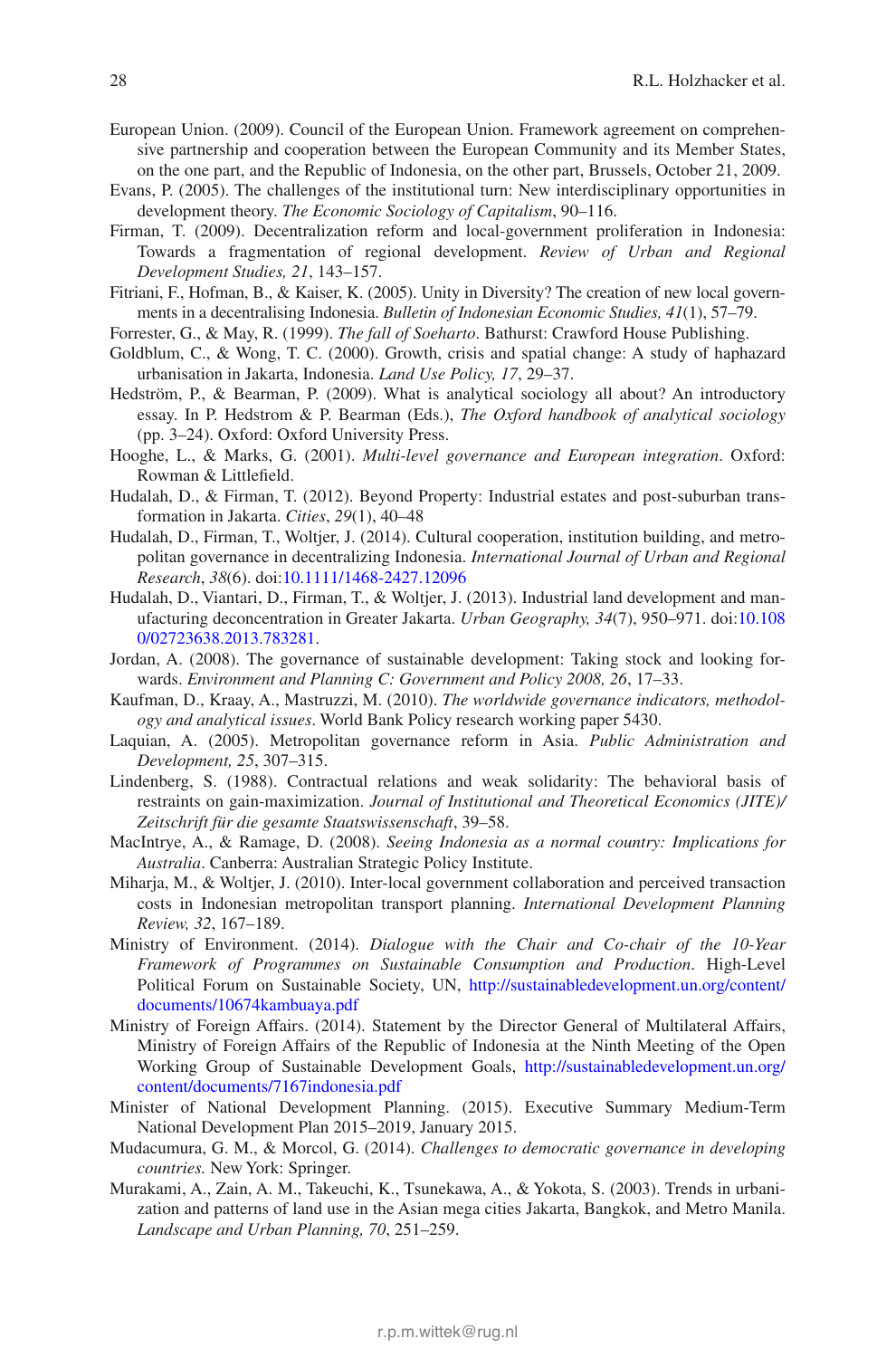European Union. (2009). Council of the European Union. Framework agreement on comprehensive partnership and cooperation between the European Community and its Member States, on the one part, and the Republic of Indonesia, on the other part, Brussels, October 21, 2009.

Evans, P. (2005). The challenges of the institutional turn: New interdisciplinary opportunities in development theory. *The Economic Sociology of Capitalism*, 90–116.

Firman, T. (2009). Decentralization reform and local-government proliferation in Indonesia: Towards a fragmentation of regional development. *Review of Urban and Regional Development Studies, 21*, 143–157.

Fitriani, F., Hofman, B., & Kaiser, K. (2005). Unity in Diversity? The creation of new local governments in a decentralising Indonesia. *Bulletin of Indonesian Economic Studies, 41*(1), 57–79.

Forrester, G., & May, R. (1999). *The fall of Soeharto*. Bathurst: Crawford House Publishing.

Goldblum, C., & Wong, T. C. (2000). Growth, crisis and spatial change: A study of haphazard urbanisation in Jakarta, Indonesia. *Land Use Policy, 17*, 29–37.

Hedström, P., & Bearman, P. (2009). What is analytical sociology all about? An introductory essay. In P. Hedstrom & P. Bearman (Eds.), *The Oxford handbook of analytical sociology* (pp. 3–24). Oxford: Oxford University Press.

Hooghe, L., & Marks, G. (2001). *Multi-level governance and European integration*. Oxford: Rowman & Littlefield.

Hudalah, D., & Firman, T. (2012). Beyond Property: Industrial estates and post-suburban transformation in Jakarta. *Cities*, *29*(1), 40–48

Hudalah, D., Firman, T., Woltjer, J. (2014). Cultural cooperation, institution building, and metropolitan governance in decentralizing Indonesia. *International Journal of Urban and Regional Research*, *38*(6). doi:10.1111/1468-2427.12096

Hudalah, D., Viantari, D., Firman, T., & Woltjer, J. (2013). Industrial land development and manufacturing deconcentration in Greater Jakarta. *Urban Geography, 34*(7), 950–971. doi:10.1080/02723638.2013.783281.

Jordan, A. (2008). The governance of sustainable development: Taking stock and looking forwards. *Environment and Planning C: Government and Policy 2008, 26*, 17–33.

Kaufman, D., Kraay, A., Mastruzzi, M. (2010). *The worldwide governance indicators, methodology and analytical issues*. World Bank Policy research working paper 5430.

Laquian, A. (2005). Metropolitan governance reform in Asia. *Public Administration and Development, 25*, 307–315.

Lindenberg, S. (1988). Contractual relations and weak solidarity: The behavioral basis of restraints on gain-maximization. *Journal of Institutional and Theoretical Economics (JITE)/ Zeitschrift für die gesamte Staatswissenschaft*, 39–58.

MacIntrye, A., & Ramage, D. (2008). *Seeing Indonesia as a normal country: Implications for Australia*. Canberra: Australian Strategic Policy Institute.

Miharja, M., & Woltjer, J. (2010). Inter-local government collaboration and perceived transaction costs in Indonesian metropolitan transport planning. *International Development Planning Review, 32*, 167–189.

Ministry of Environment. (2014). *Dialogue with the Chair and Co-chair of the 10-Year Framework of Programmes on Sustainable Consumption and Production*. High-Level Political Forum on Sustainable Society, UN, http://sustainabledevelopment.un.org/content/documents/10674kambuaya.pdf

Ministry of Foreign Affairs. (2014). Statement by the Director General of Multilateral Affairs, Ministry of Foreign Affairs of the Republic of Indonesia at the Ninth Meeting of the Open Working Group of Sustainable Development Goals, http://sustainabledevelopment.un.org/content/documents/7167indonesia.pdf

Minister of National Development Planning. (2015). Executive Summary Medium-Term National Development Plan 2015–2019, January 2015.

Mudacumura, G. M., & Morcol, G. (2014). *Challenges to democratic governance in developing countries.* New York: Springer.

Murakami, A., Zain, A. M., Takeuchi, K., Tsunekawa, A., & Yokota, S. (2003). Trends in urbanization and patterns of land use in the Asian mega cities Jakarta, Bangkok, and Metro Manila. *Landscape and Urban Planning, 70*, 251–259.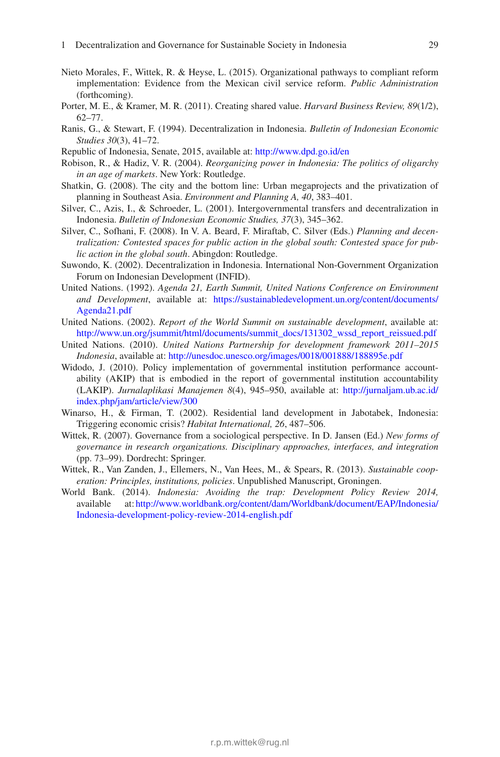Nieto Morales, F., Wittek, R. & Heyse, L. (2015). Organizational pathways to compliant reform implementation: Evidence from the Mexican civil service reform. *Public Administration* (forthcoming).

Porter, M. E., & Kramer, M. R. (2011). Creating shared value. *Harvard Business Review, 89*(1/2), 62–77.

Ranis, G., & Stewart, F. (1994). Decentralization in Indonesia. *Bulletin of Indonesian Economic Studies 30*(3), 41–72.

Republic of Indonesia, Senate, 2015, available at: http://www.dpd.go.id/en

Robison, R., & Hadiz, V. R. (2004). *Reorganizing power in Indonesia: The politics of oligarchy in an age of markets*. New York: Routledge.

Shatkin, G. (2008). The city and the bottom line: Urban megaprojects and the privatization of planning in Southeast Asia. *Environment and Planning A, 40*, 383–401.

Silver, C., Azis, I., & Schroeder, L. (2001). Intergovernmental transfers and decentralization in Indonesia. *Bulletin of Indonesian Economic Studies, 37*(3), 345–362.

Silver, C., Sofhani, F. (2008). In V. A. Beard, F. Miraftab, C. Silver (Eds.) *Planning and decentralization: Contested spaces for public action in the global south: Contested space for public action in the global south*. Abingdon: Routledge.

Suwondo, K. (2002). Decentralization in Indonesia. International Non-Government Organization Forum on Indonesian Development (INFID).

United Nations. (1992). *Agenda 21, Earth Summit, United Nations Conference on Environment and Development*, available at: https://sustainabledevelopment.un.org/content/documents/Agenda21.pdf

United Nations. (2002). *Report of the World Summit on sustainable development*, available at: http://www.un.org/jsummit/html/documents/summit_docs/131302_wssd_report_reissued.pdf

United Nations. (2010). *United Nations Partnership for development framework 2011–2015 Indonesia*, available at: http://unesdoc.unesco.org/images/0018/001888/188895e.pdf

Widodo, J. (2010). Policy implementation of governmental institution performance accountability (AKIP) that is embodied in the report of governmental institution accountability (LAKIP). *Jurnalaplikasi Manajemen 8*(4), 945–950, available at: http://jurnaljam.ub.ac.id/index.php/jam/article/view/300

Winarso, H., & Firman, T. (2002). Residential land development in Jabotabek, Indonesia: Triggering economic crisis? *Habitat International, 26*, 487–506.

Wittek, R. (2007). Governance from a sociological perspective. In D. Jansen (Ed.) *New forms of governance in research organizations. Disciplinary approaches, interfaces, and integration* (pp. 73–99). Dordrecht: Springer.

Wittek, R., Van Zanden, J., Ellemers, N., Van Hees, M., & Spears, R. (2013). *Sustainable cooperation: Principles, institutions, policies*. Unpublished Manuscript, Groningen.

World Bank. (2014). *Indonesia: Avoiding the trap: Development Policy Review 2014,* available at: http://www.worldbank.org/content/dam/Worldbank/document/EAP/Indonesia/Indonesia-development-policy-review-2014-english.pdf